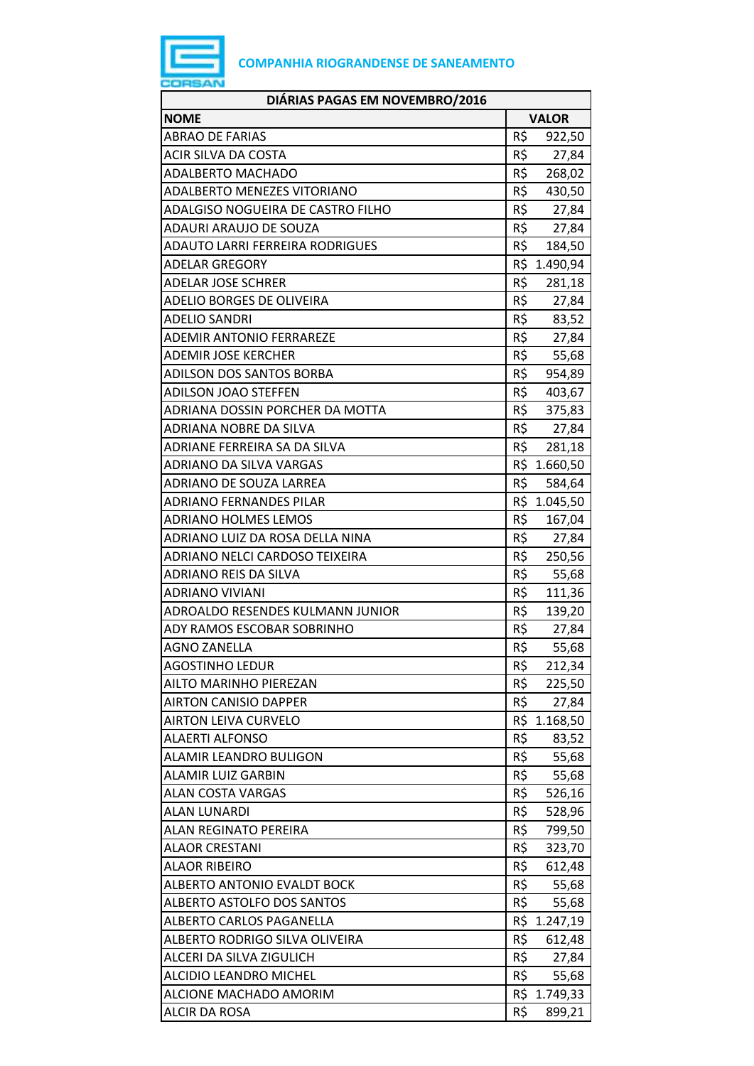COMPANHIA RIOGRANDENSE DE SANEAMENTO

| DIÁRIAS PAGAS EM NOVEMBRO/2016 | |
|---|---|
| **NOME** | **VALOR** |
| ABRAO DE FARIAS | R$ 922,50 |
| ACIR SILVA DA COSTA | R$ 27,84 |
| ADALBERTO MACHADO | R$ 268,02 |
| ADALBERTO MENEZES VITORIANO | R$ 430,50 |
| ADALGISO NOGUEIRA DE CASTRO FILHO | R$ 27,84 |
| ADAURI ARAUJO DE SOUZA | R$ 27,84 |
| ADAUTO LARRI FERREIRA RODRIGUES | R$ 184,50 |
| ADELAR GREGORY | R$ 1.490,94 |
| ADELAR JOSE SCHRER | R$ 281,18 |
| ADELIO BORGES DE OLIVEIRA | R$ 27,84 |
| ADELIO SANDRI | R$ 83,52 |
| ADEMIR ANTONIO FERRAREZE | R$ 27,84 |
| ADEMIR JOSE KERCHER | R$ 55,68 |
| ADILSON DOS SANTOS BORBA | R$ 954,89 |
| ADILSON JOAO STEFFEN | R$ 403,67 |
| ADRIANA DOSSIN PORCHER DA MOTTA | R$ 375,83 |
| ADRIANA NOBRE DA SILVA | R$ 27,84 |
| ADRIANE FERREIRA SA DA SILVA | R$ 281,18 |
| ADRIANO DA SILVA VARGAS | R$ 1.660,50 |
| ADRIANO DE SOUZA LARREA | R$ 584,64 |
| ADRIANO FERNANDES PILAR | R$ 1.045,50 |
| ADRIANO HOLMES LEMOS | R$ 167,04 |
| ADRIANO LUIZ DA ROSA DELLA NINA | R$ 27,84 |
| ADRIANO NELCI CARDOSO TEIXEIRA | R$ 250,56 |
| ADRIANO REIS DA SILVA | R$ 55,68 |
| ADRIANO VIVIANI | R$ 111,36 |
| ADROALDO RESENDES KULMANN JUNIOR | R$ 139,20 |
| ADY RAMOS ESCOBAR SOBRINHO | R$ 27,84 |
| AGNO ZANELLA | R$ 55,68 |
| AGOSTINHO LEDUR | R$ 212,34 |
| AILTO MARINHO PIEREZAN | R$ 225,50 |
| AIRTON CANISIO DAPPER | R$ 27,84 |
| AIRTON LEIVA CURVELO | R$ 1.168,50 |
| ALAERTI ALFONSO | R$ 83,52 |
| ALAMIR LEANDRO BULIGON | R$ 55,68 |
| ALAMIR LUIZ GARBIN | R$ 55,68 |
| ALAN COSTA VARGAS | R$ 526,16 |
| ALAN LUNARDI | R$ 528,96 |
| ALAN REGINATO PEREIRA | R$ 799,50 |
| ALAOR CRESTANI | R$ 323,70 |
| ALAOR RIBEIRO | R$ 612,48 |
| ALBERTO ANTONIO EVALDT BOCK | R$ 55,68 |
| ALBERTO ASTOLFO DOS SANTOS | R$ 55,68 |
| ALBERTO CARLOS PAGANELLA | R$ 1.247,19 |
| ALBERTO RODRIGO SILVA OLIVEIRA | R$ 612,48 |
| ALCERI DA SILVA ZIGULICH | R$ 27,84 |
| ALCIDIO LEANDRO MICHEL | R$ 55,68 |
| ALCIONE MACHADO AMORIM | R$ 1.749,33 |
| ALCIR DA ROSA | R$ 899,21 |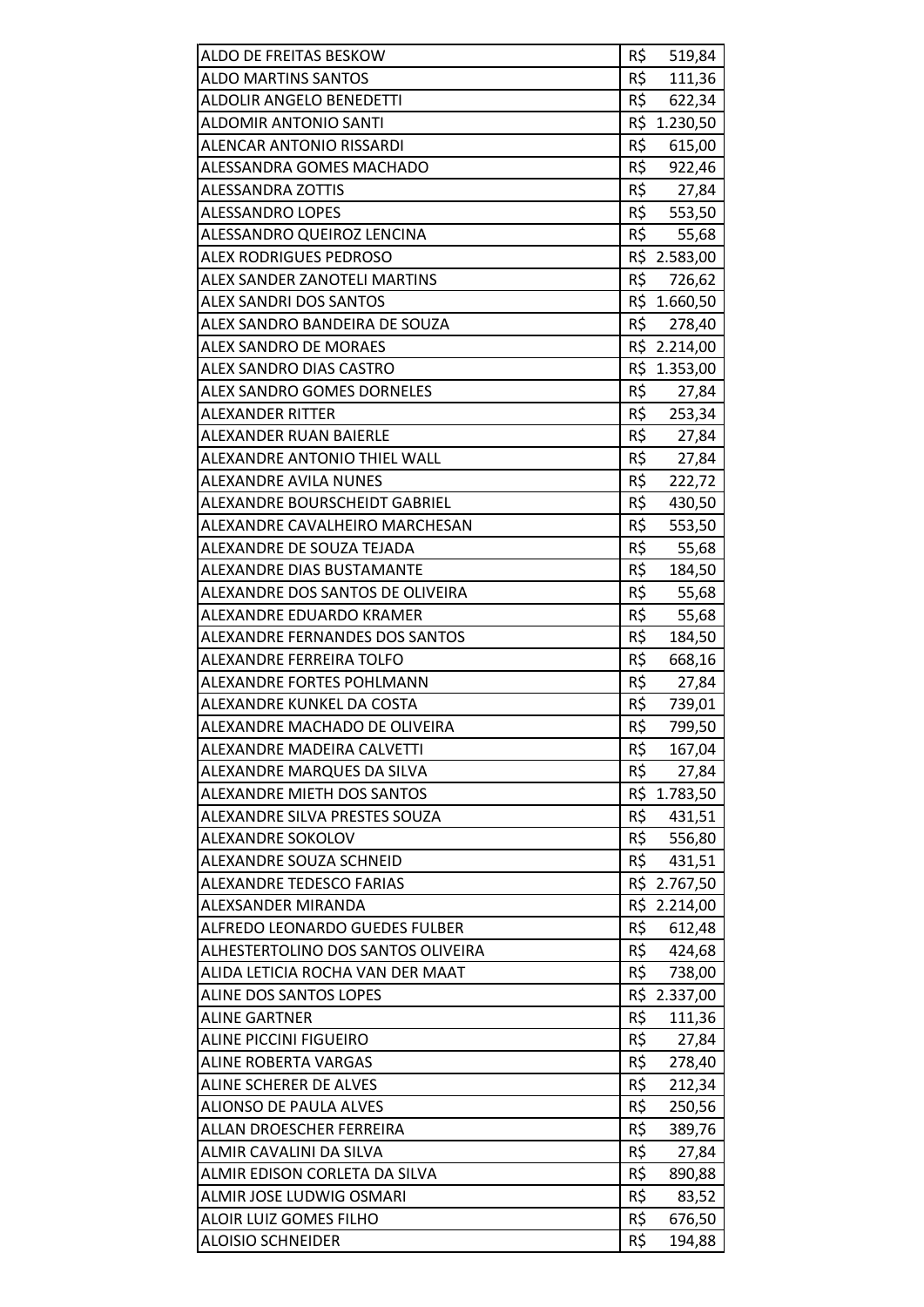| ALDO DE FREITAS BESKOW | R$ 519,84 |
|---|---|
| ALDO MARTINS SANTOS | R$ 111,36 |
| ALDOLIR ANGELO BENEDETTI | R$ 622,34 |
| ALDOMIR ANTONIO SANTI | R$ 1.230,50 |
| ALENCAR ANTONIO RISSARDI | R$ 615,00 |
| ALESSANDRA GOMES MACHADO | R$ 922,46 |
| ALESSANDRA ZOTTIS | R$ 27,84 |
| ALESSANDRO LOPES | R$ 553,50 |
| ALESSANDRO QUEIROZ LENCINA | R$ 55,68 |
| ALEX RODRIGUES PEDROSO | R$ 2.583,00 |
| ALEX SANDER ZANOTELI MARTINS | R$ 726,62 |
| ALEX SANDRI DOS SANTOS | R$ 1.660,50 |
| ALEX SANDRO BANDEIRA DE SOUZA | R$ 278,40 |
| ALEX SANDRO DE MORAES | R$ 2.214,00 |
| ALEX SANDRO DIAS CASTRO | R$ 1.353,00 |
| ALEX SANDRO GOMES DORNELES | R$ 27,84 |
| ALEXANDER RITTER | R$ 253,34 |
| ALEXANDER RUAN BAIERLE | R$ 27,84 |
| ALEXANDRE ANTONIO THIEL WALL | R$ 27,84 |
| ALEXANDRE AVILA NUNES | R$ 222,72 |
| ALEXANDRE BOURSCHEIDT GABRIEL | R$ 430,50 |
| ALEXANDRE CAVALHEIRO MARCHESAN | R$ 553,50 |
| ALEXANDRE DE SOUZA TEJADA | R$ 55,68 |
| ALEXANDRE DIAS BUSTAMANTE | R$ 184,50 |
| ALEXANDRE DOS SANTOS DE OLIVEIRA | R$ 55,68 |
| ALEXANDRE EDUARDO KRAMER | R$ 55,68 |
| ALEXANDRE FERNANDES DOS SANTOS | R$ 184,50 |
| ALEXANDRE FERREIRA TOLFO | R$ 668,16 |
| ALEXANDRE FORTES POHLMANN | R$ 27,84 |
| ALEXANDRE KUNKEL DA COSTA | R$ 739,01 |
| ALEXANDRE MACHADO DE OLIVEIRA | R$ 799,50 |
| ALEXANDRE MADEIRA CALVETTI | R$ 167,04 |
| ALEXANDRE MARQUES DA SILVA | R$ 27,84 |
| ALEXANDRE MIETH DOS SANTOS | R$ 1.783,50 |
| ALEXANDRE SILVA PRESTES SOUZA | R$ 431,51 |
| ALEXANDRE SOKOLOV | R$ 556,80 |
| ALEXANDRE SOUZA SCHNEID | R$ 431,51 |
| ALEXANDRE TEDESCO FARIAS | R$ 2.767,50 |
| ALEXSANDER MIRANDA | R$ 2.214,00 |
| ALFREDO LEONARDO GUEDES FULBER | R$ 612,48 |
| ALHESTERTOLINO DOS SANTOS OLIVEIRA | R$ 424,68 |
| ALIDA LETICIA ROCHA VAN DER MAAT | R$ 738,00 |
| ALINE DOS SANTOS LOPES | R$ 2.337,00 |
| ALINE GARTNER | R$ 111,36 |
| ALINE PICCINI FIGUEIRO | R$ 27,84 |
| ALINE ROBERTA VARGAS | R$ 278,40 |
| ALINE SCHERER DE ALVES | R$ 212,34 |
| ALIONSO DE PAULA ALVES | R$ 250,56 |
| ALLAN DROESCHER FERREIRA | R$ 389,76 |
| ALMIR CAVALINI DA SILVA | R$ 27,84 |
| ALMIR EDISON CORLETA DA SILVA | R$ 890,88 |
| ALMIR JOSE LUDWIG OSMARI | R$ 83,52 |
| ALOIR LUIZ GOMES FILHO | R$ 676,50 |
| ALOISIO SCHNEIDER | R$ 194,88 |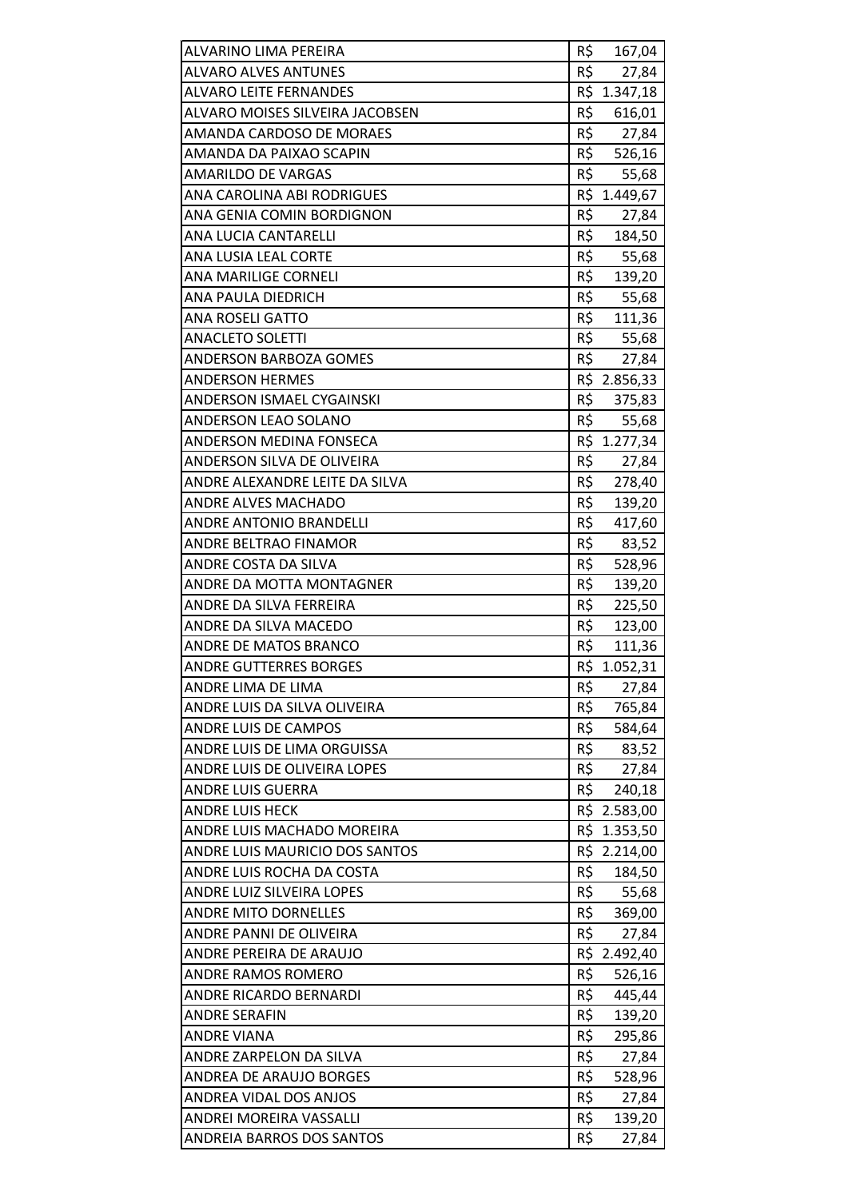| | |
|---|---|
| ALVARINO LIMA PEREIRA | R$ 167,04 |
| ALVARO ALVES ANTUNES | R$ 27,84 |
| ALVARO LEITE FERNANDES | R$ 1.347,18 |
| ALVARO MOISES SILVEIRA JACOBSEN | R$ 616,01 |
| AMANDA CARDOSO DE MORAES | R$ 27,84 |
| AMANDA DA PAIXAO SCAPIN | R$ 526,16 |
| AMARILDO DE VARGAS | R$ 55,68 |
| ANA CAROLINA ABI RODRIGUES | R$ 1.449,67 |
| ANA GENIA COMIN BORDIGNON | R$ 27,84 |
| ANA LUCIA CANTARELLI | R$ 184,50 |
| ANA LUSIA LEAL CORTE | R$ 55,68 |
| ANA MARILIGE CORNELI | R$ 139,20 |
| ANA PAULA DIEDRICH | R$ 55,68 |
| ANA ROSELI GATTO | R$ 111,36 |
| ANACLETO SOLETTI | R$ 55,68 |
| ANDERSON BARBOZA GOMES | R$ 27,84 |
| ANDERSON HERMES | R$ 2.856,33 |
| ANDERSON ISMAEL CYGAINSKI | R$ 375,83 |
| ANDERSON LEAO SOLANO | R$ 55,68 |
| ANDERSON MEDINA FONSECA | R$ 1.277,34 |
| ANDERSON SILVA DE OLIVEIRA | R$ 27,84 |
| ANDRE ALEXANDRE LEITE DA SILVA | R$ 278,40 |
| ANDRE ALVES MACHADO | R$ 139,20 |
| ANDRE ANTONIO BRANDELLI | R$ 417,60 |
| ANDRE BELTRAO FINAMOR | R$ 83,52 |
| ANDRE COSTA DA SILVA | R$ 528,96 |
| ANDRE DA MOTTA MONTAGNER | R$ 139,20 |
| ANDRE DA SILVA FERREIRA | R$ 225,50 |
| ANDRE DA SILVA MACEDO | R$ 123,00 |
| ANDRE DE MATOS BRANCO | R$ 111,36 |
| ANDRE GUTTERRES BORGES | R$ 1.052,31 |
| ANDRE LIMA DE LIMA | R$ 27,84 |
| ANDRE LUIS DA SILVA OLIVEIRA | R$ 765,84 |
| ANDRE LUIS DE CAMPOS | R$ 584,64 |
| ANDRE LUIS DE LIMA ORGUISSA | R$ 83,52 |
| ANDRE LUIS DE OLIVEIRA LOPES | R$ 27,84 |
| ANDRE LUIS GUERRA | R$ 240,18 |
| ANDRE LUIS HECK | R$ 2.583,00 |
| ANDRE LUIS MACHADO MOREIRA | R$ 1.353,50 |
| ANDRE LUIS MAURICIO DOS SANTOS | R$ 2.214,00 |
| ANDRE LUIS ROCHA DA COSTA | R$ 184,50 |
| ANDRE LUIZ SILVEIRA LOPES | R$ 55,68 |
| ANDRE MITO DORNELLES | R$ 369,00 |
| ANDRE PANNI DE OLIVEIRA | R$ 27,84 |
| ANDRE PEREIRA DE ARAUJO | R$ 2.492,40 |
| ANDRE RAMOS ROMERO | R$ 526,16 |
| ANDRE RICARDO BERNARDI | R$ 445,44 |
| ANDRE SERAFIN | R$ 139,20 |
| ANDRE VIANA | R$ 295,86 |
| ANDRE ZARPELON DA SILVA | R$ 27,84 |
| ANDREA DE ARAUJO BORGES | R$ 528,96 |
| ANDREA VIDAL DOS ANJOS | R$ 27,84 |
| ANDREI MOREIRA VASSALLI | R$ 139,20 |
| ANDREIA BARROS DOS SANTOS | R$ 27,84 |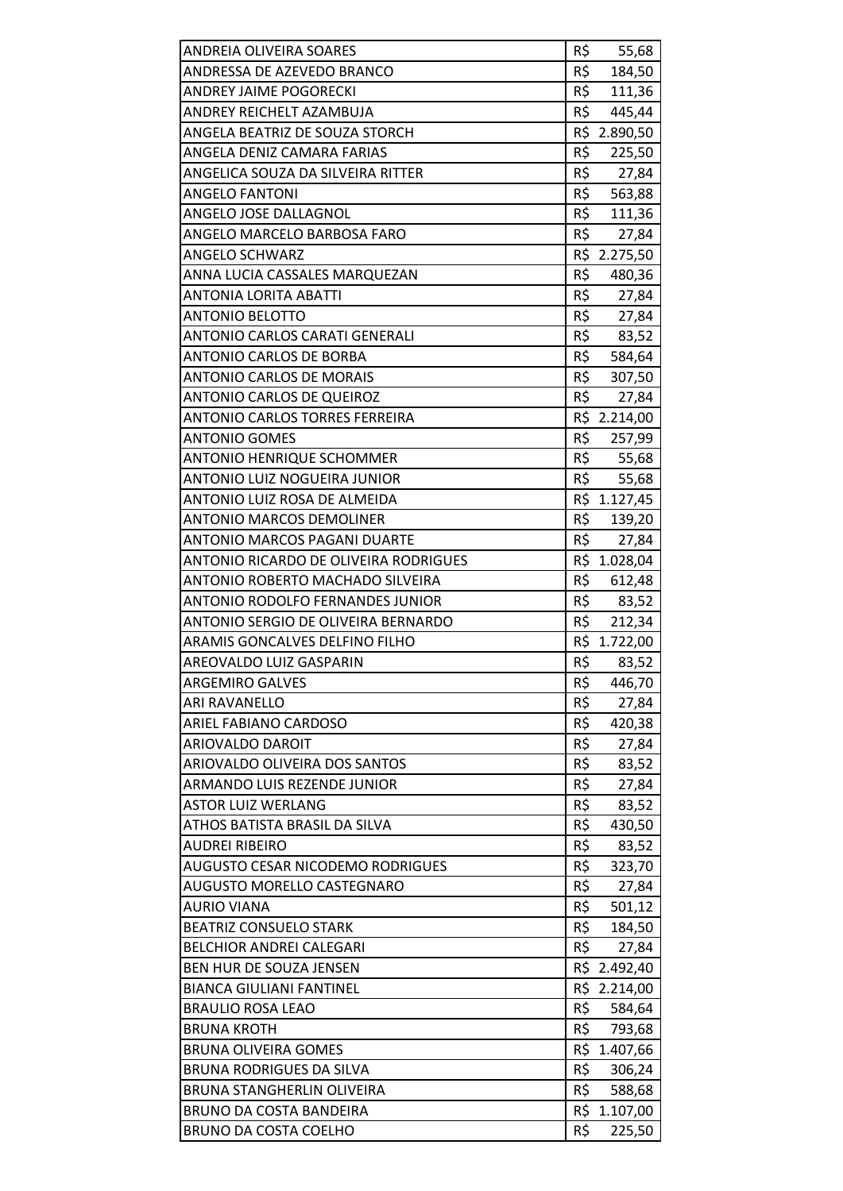| | |
|---|---|
| ANDREIA OLIVEIRA SOARES | R$ 55,68 |
| ANDRESSA DE AZEVEDO BRANCO | R$ 184,50 |
| ANDREY JAIME POGORECKI | R$ 111,36 |
| ANDREY REICHELT AZAMBUJA | R$ 445,44 |
| ANGELA BEATRIZ DE SOUZA STORCH | R$ 2.890,50 |
| ANGELA DENIZ CAMARA FARIAS | R$ 225,50 |
| ANGELICA SOUZA DA SILVEIRA RITTER | R$ 27,84 |
| ANGELO FANTONI | R$ 563,88 |
| ANGELO JOSE DALLAGNOL | R$ 111,36 |
| ANGELO MARCELO BARBOSA FARO | R$ 27,84 |
| ANGELO SCHWARZ | R$ 2.275,50 |
| ANNA LUCIA CASSALES MARQUEZAN | R$ 480,36 |
| ANTONIA LORITA ABATTI | R$ 27,84 |
| ANTONIO BELOTTO | R$ 27,84 |
| ANTONIO CARLOS CARATI GENERALI | R$ 83,52 |
| ANTONIO CARLOS DE BORBA | R$ 584,64 |
| ANTONIO CARLOS DE MORAIS | R$ 307,50 |
| ANTONIO CARLOS DE QUEIROZ | R$ 27,84 |
| ANTONIO CARLOS TORRES FERREIRA | R$ 2.214,00 |
| ANTONIO GOMES | R$ 257,99 |
| ANTONIO HENRIQUE SCHOMMER | R$ 55,68 |
| ANTONIO LUIZ NOGUEIRA JUNIOR | R$ 55,68 |
| ANTONIO LUIZ ROSA DE ALMEIDA | R$ 1.127,45 |
| ANTONIO MARCOS DEMOLINER | R$ 139,20 |
| ANTONIO MARCOS PAGANI DUARTE | R$ 27,84 |
| ANTONIO RICARDO DE OLIVEIRA RODRIGUES | R$ 1.028,04 |
| ANTONIO ROBERTO MACHADO SILVEIRA | R$ 612,48 |
| ANTONIO RODOLFO FERNANDES JUNIOR | R$ 83,52 |
| ANTONIO SERGIO DE OLIVEIRA BERNARDO | R$ 212,34 |
| ARAMIS GONCALVES DELFINO FILHO | R$ 1.722,00 |
| AREOVALDO LUIZ GASPARIN | R$ 83,52 |
| ARGEMIRO GALVES | R$ 446,70 |
| ARI RAVANELLO | R$ 27,84 |
| ARIEL FABIANO CARDOSO | R$ 420,38 |
| ARIOVALDO DAROIT | R$ 27,84 |
| ARIOVALDO OLIVEIRA DOS SANTOS | R$ 83,52 |
| ARMANDO LUIS REZENDE JUNIOR | R$ 27,84 |
| ASTOR LUIZ WERLANG | R$ 83,52 |
| ATHOS BATISTA BRASIL DA SILVA | R$ 430,50 |
| AUDREI RIBEIRO | R$ 83,52 |
| AUGUSTO CESAR NICODEMO RODRIGUES | R$ 323,70 |
| AUGUSTO MORELLO CASTEGNARO | R$ 27,84 |
| AURIO VIANA | R$ 501,12 |
| BEATRIZ CONSUELO STARK | R$ 184,50 |
| BELCHIOR ANDREI CALEGARI | R$ 27,84 |
| BEN HUR DE SOUZA JENSEN | R$ 2.492,40 |
| BIANCA GIULIANI FANTINEL | R$ 2.214,00 |
| BRAULIO ROSA LEAO | R$ 584,64 |
| BRUNA KROTH | R$ 793,68 |
| BRUNA OLIVEIRA GOMES | R$ 1.407,66 |
| BRUNA RODRIGUES DA SILVA | R$ 306,24 |
| BRUNA STANGHERLIN OLIVEIRA | R$ 588,68 |
| BRUNO DA COSTA BANDEIRA | R$ 1.107,00 |
| BRUNO DA COSTA COELHO | R$ 225,50 |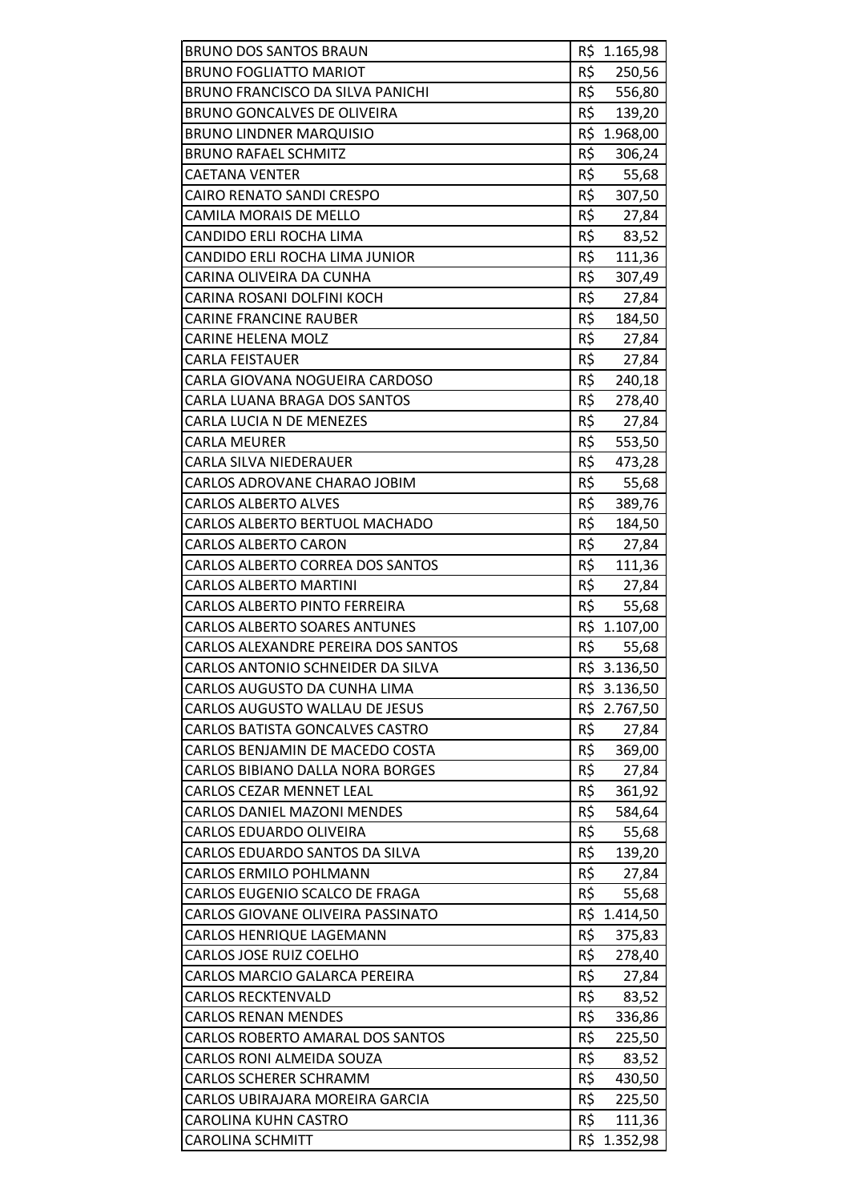| | |
|---|---|
| BRUNO DOS SANTOS BRAUN | R$ 1.165,98 |
| BRUNO FOGLIATTO MARIOT | R$ 250,56 |
| BRUNO FRANCISCO DA SILVA PANICHI | R$ 556,80 |
| BRUNO GONCALVES DE OLIVEIRA | R$ 139,20 |
| BRUNO LINDNER MARQUISIO | R$ 1.968,00 |
| BRUNO RAFAEL SCHMITZ | R$ 306,24 |
| CAETANA VENTER | R$ 55,68 |
| CAIRO RENATO SANDI CRESPO | R$ 307,50 |
| CAMILA MORAIS DE MELLO | R$ 27,84 |
| CANDIDO ERLI ROCHA LIMA | R$ 83,52 |
| CANDIDO ERLI ROCHA LIMA JUNIOR | R$ 111,36 |
| CARINA OLIVEIRA DA CUNHA | R$ 307,49 |
| CARINA ROSANI DOLFINI KOCH | R$ 27,84 |
| CARINE FRANCINE RAUBER | R$ 184,50 |
| CARINE HELENA MOLZ | R$ 27,84 |
| CARLA FEISTAUER | R$ 27,84 |
| CARLA GIOVANA NOGUEIRA CARDOSO | R$ 240,18 |
| CARLA LUANA BRAGA DOS SANTOS | R$ 278,40 |
| CARLA LUCIA N DE MENEZES | R$ 27,84 |
| CARLA MEURER | R$ 553,50 |
| CARLA SILVA NIEDERAUER | R$ 473,28 |
| CARLOS ADROVANE CHARAO JOBIM | R$ 55,68 |
| CARLOS ALBERTO ALVES | R$ 389,76 |
| CARLOS ALBERTO BERTUOL MACHADO | R$ 184,50 |
| CARLOS ALBERTO CARON | R$ 27,84 |
| CARLOS ALBERTO CORREA DOS SANTOS | R$ 111,36 |
| CARLOS ALBERTO MARTINI | R$ 27,84 |
| CARLOS ALBERTO PINTO FERREIRA | R$ 55,68 |
| CARLOS ALBERTO SOARES ANTUNES | R$ 1.107,00 |
| CARLOS ALEXANDRE PEREIRA DOS SANTOS | R$ 55,68 |
| CARLOS ANTONIO SCHNEIDER DA SILVA | R$ 3.136,50 |
| CARLOS AUGUSTO DA CUNHA LIMA | R$ 3.136,50 |
| CARLOS AUGUSTO WALLAU DE JESUS | R$ 2.767,50 |
| CARLOS BATISTA GONCALVES CASTRO | R$ 27,84 |
| CARLOS BENJAMIN DE MACEDO COSTA | R$ 369,00 |
| CARLOS BIBIANO DALLA NORA BORGES | R$ 27,84 |
| CARLOS CEZAR MENNET LEAL | R$ 361,92 |
| CARLOS DANIEL MAZONI MENDES | R$ 584,64 |
| CARLOS EDUARDO OLIVEIRA | R$ 55,68 |
| CARLOS EDUARDO SANTOS DA SILVA | R$ 139,20 |
| CARLOS ERMILO POHLMANN | R$ 27,84 |
| CARLOS EUGENIO SCALCO DE FRAGA | R$ 55,68 |
| CARLOS GIOVANE OLIVEIRA PASSINATO | R$ 1.414,50 |
| CARLOS HENRIQUE LAGEMANN | R$ 375,83 |
| CARLOS JOSE RUIZ COELHO | R$ 278,40 |
| CARLOS MARCIO GALARCA PEREIRA | R$ 27,84 |
| CARLOS RECKTENVALD | R$ 83,52 |
| CARLOS RENAN MENDES | R$ 336,86 |
| CARLOS ROBERTO AMARAL DOS SANTOS | R$ 225,50 |
| CARLOS RONI ALMEIDA SOUZA | R$ 83,52 |
| CARLOS SCHERER SCHRAMM | R$ 430,50 |
| CARLOS UBIRAJARA MOREIRA GARCIA | R$ 225,50 |
| CAROLINA KUHN CASTRO | R$ 111,36 |
| CAROLINA SCHMITT | R$ 1.352,98 |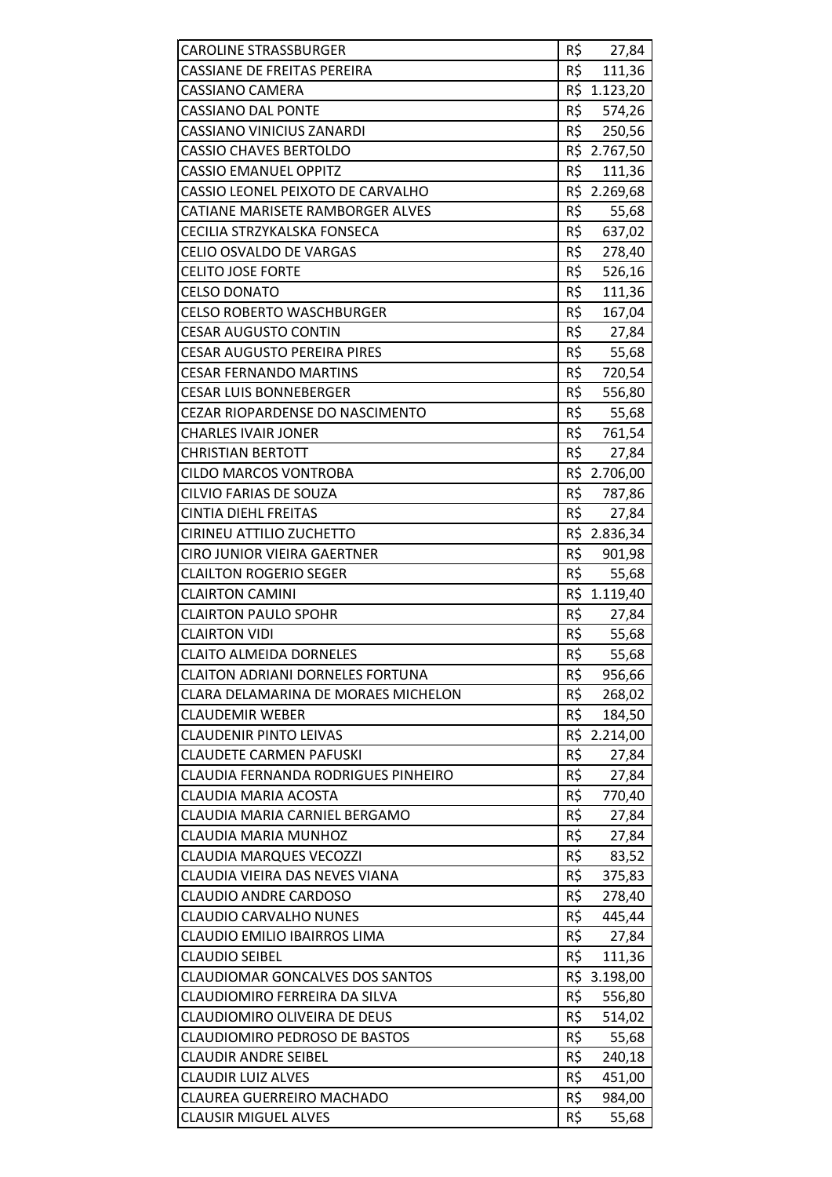| | |
|---|---|
| CAROLINE STRASSBURGER | R$ 27,84 |
| CASSIANE DE FREITAS PEREIRA | R$ 111,36 |
| CASSIANO CAMERA | R$ 1.123,20 |
| CASSIANO DAL PONTE | R$ 574,26 |
| CASSIANO VINICIUS ZANARDI | R$ 250,56 |
| CASSIO CHAVES BERTOLDO | R$ 2.767,50 |
| CASSIO EMANUEL OPPITZ | R$ 111,36 |
| CASSIO LEONEL PEIXOTO DE CARVALHO | R$ 2.269,68 |
| CATIANE MARISETE RAMBORGER ALVES | R$ 55,68 |
| CECILIA STRZYKALSKA FONSECA | R$ 637,02 |
| CELIO OSVALDO DE VARGAS | R$ 278,40 |
| CELITO JOSE FORTE | R$ 526,16 |
| CELSO DONATO | R$ 111,36 |
| CELSO ROBERTO WASCHBURGER | R$ 167,04 |
| CESAR AUGUSTO CONTIN | R$ 27,84 |
| CESAR AUGUSTO PEREIRA PIRES | R$ 55,68 |
| CESAR FERNANDO MARTINS | R$ 720,54 |
| CESAR LUIS BONNEBERGER | R$ 556,80 |
| CEZAR RIOPARDENSE DO NASCIMENTO | R$ 55,68 |
| CHARLES IVAIR JONER | R$ 761,54 |
| CHRISTIAN BERTOTT | R$ 27,84 |
| CILDO MARCOS VONTROBA | R$ 2.706,00 |
| CILVIO FARIAS DE SOUZA | R$ 787,86 |
| CINTIA DIEHL FREITAS | R$ 27,84 |
| CIRINEU ATTILIO ZUCHETTO | R$ 2.836,34 |
| CIRO JUNIOR VIEIRA GAERTNER | R$ 901,98 |
| CLAILTON ROGERIO SEGER | R$ 55,68 |
| CLAIRTON CAMINI | R$ 1.119,40 |
| CLAIRTON PAULO SPOHR | R$ 27,84 |
| CLAIRTON VIDI | R$ 55,68 |
| CLAITO ALMEIDA DORNELES | R$ 55,68 |
| CLAITON ADRIANI DORNELES FORTUNA | R$ 956,66 |
| CLARA DELAMARINA DE MORAES MICHELON | R$ 268,02 |
| CLAUDEMIR WEBER | R$ 184,50 |
| CLAUDENIR PINTO LEIVAS | R$ 2.214,00 |
| CLAUDETE CARMEN PAFUSKI | R$ 27,84 |
| CLAUDIA FERNANDA RODRIGUES PINHEIRO | R$ 27,84 |
| CLAUDIA MARIA ACOSTA | R$ 770,40 |
| CLAUDIA MARIA CARNIEL BERGAMO | R$ 27,84 |
| CLAUDIA MARIA MUNHOZ | R$ 27,84 |
| CLAUDIA MARQUES VECOZZI | R$ 83,52 |
| CLAUDIA VIEIRA DAS NEVES VIANA | R$ 375,83 |
| CLAUDIO ANDRE CARDOSO | R$ 278,40 |
| CLAUDIO CARVALHO NUNES | R$ 445,44 |
| CLAUDIO EMILIO IBAIRROS LIMA | R$ 27,84 |
| CLAUDIO SEIBEL | R$ 111,36 |
| CLAUDIOMAR GONCALVES DOS SANTOS | R$ 3.198,00 |
| CLAUDIOMIRO FERREIRA DA SILVA | R$ 556,80 |
| CLAUDIOMIRO OLIVEIRA DE DEUS | R$ 514,02 |
| CLAUDIOMIRO PEDROSO DE BASTOS | R$ 55,68 |
| CLAUDIR ANDRE SEIBEL | R$ 240,18 |
| CLAUDIR LUIZ ALVES | R$ 451,00 |
| CLAUREA GUERREIRO MACHADO | R$ 984,00 |
| CLAUSIR MIGUEL ALVES | R$ 55,68 |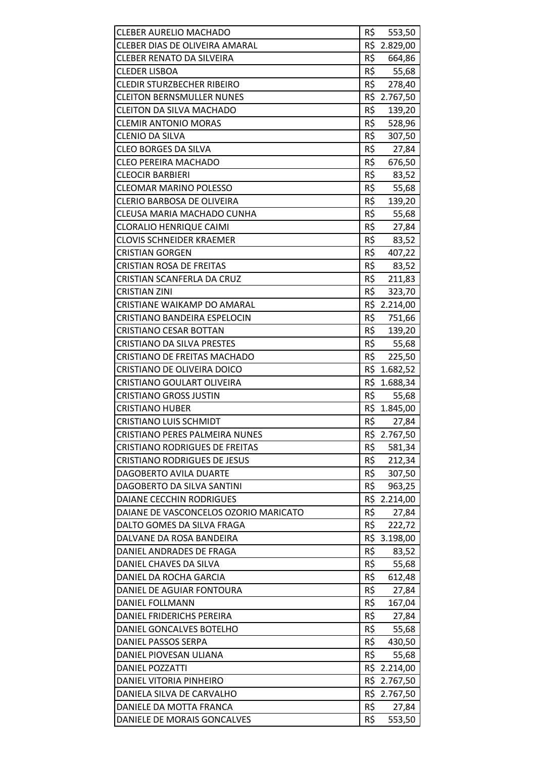| | |
|---|---|
| CLEBER AURELIO MACHADO | R$ 553,50 |
| CLEBER DIAS DE OLIVEIRA AMARAL | R$ 2.829,00 |
| CLEBER RENATO DA SILVEIRA | R$ 664,86 |
| CLEDER LISBOA | R$ 55,68 |
| CLEDIR STURZBECHER RIBEIRO | R$ 278,40 |
| CLEITON BERNSMULLER NUNES | R$ 2.767,50 |
| CLEITON DA SILVA MACHADO | R$ 139,20 |
| CLEMIR ANTONIO MORAS | R$ 528,96 |
| CLENIO DA SILVA | R$ 307,50 |
| CLEO BORGES DA SILVA | R$ 27,84 |
| CLEO PEREIRA MACHADO | R$ 676,50 |
| CLEOCIR BARBIERI | R$ 83,52 |
| CLEOMAR MARINO POLESSO | R$ 55,68 |
| CLERIO BARBOSA DE OLIVEIRA | R$ 139,20 |
| CLEUSA MARIA MACHADO CUNHA | R$ 55,68 |
| CLORALIO HENRIQUE CAIMI | R$ 27,84 |
| CLOVIS SCHNEIDER KRAEMER | R$ 83,52 |
| CRISTIAN GORGEN | R$ 407,22 |
| CRISTIAN ROSA DE FREITAS | R$ 83,52 |
| CRISTIAN SCANFERLA DA CRUZ | R$ 211,83 |
| CRISTIAN ZINI | R$ 323,70 |
| CRISTIANE WAIKAMP DO AMARAL | R$ 2.214,00 |
| CRISTIANO BANDEIRA ESPELOCIN | R$ 751,66 |
| CRISTIANO CESAR BOTTAN | R$ 139,20 |
| CRISTIANO DA SILVA PRESTES | R$ 55,68 |
| CRISTIANO DE FREITAS MACHADO | R$ 225,50 |
| CRISTIANO DE OLIVEIRA DOICO | R$ 1.682,52 |
| CRISTIANO GOULART OLIVEIRA | R$ 1.688,34 |
| CRISTIANO GROSS JUSTIN | R$ 55,68 |
| CRISTIANO HUBER | R$ 1.845,00 |
| CRISTIANO LUIS SCHMIDT | R$ 27,84 |
| CRISTIANO PERES PALMEIRA NUNES | R$ 2.767,50 |
| CRISTIANO RODRIGUES DE FREITAS | R$ 581,34 |
| CRISTIANO RODRIGUES DE JESUS | R$ 212,34 |
| DAGOBERTO AVILA DUARTE | R$ 307,50 |
| DAGOBERTO DA SILVA SANTINI | R$ 963,25 |
| DAIANE CECCHIN RODRIGUES | R$ 2.214,00 |
| DAIANE DE VASCONCELOS OZORIO MARICATO | R$ 27,84 |
| DALTO GOMES DA SILVA FRAGA | R$ 222,72 |
| DALVANE DA ROSA BANDEIRA | R$ 3.198,00 |
| DANIEL ANDRADES DE FRAGA | R$ 83,52 |
| DANIEL CHAVES DA SILVA | R$ 55,68 |
| DANIEL DA ROCHA GARCIA | R$ 612,48 |
| DANIEL DE AGUIAR FONTOURA | R$ 27,84 |
| DANIEL FOLLMANN | R$ 167,04 |
| DANIEL FRIDERICHS PEREIRA | R$ 27,84 |
| DANIEL GONCALVES BOTELHO | R$ 55,68 |
| DANIEL PASSOS SERPA | R$ 430,50 |
| DANIEL PIOVESAN ULIANA | R$ 55,68 |
| DANIEL POZZATTI | R$ 2.214,00 |
| DANIEL VITORIA PINHEIRO | R$ 2.767,50 |
| DANIELA SILVA DE CARVALHO | R$ 2.767,50 |
| DANIELE DA MOTTA FRANCA | R$ 27,84 |
| DANIELE DE MORAIS GONCALVES | R$ 553,50 |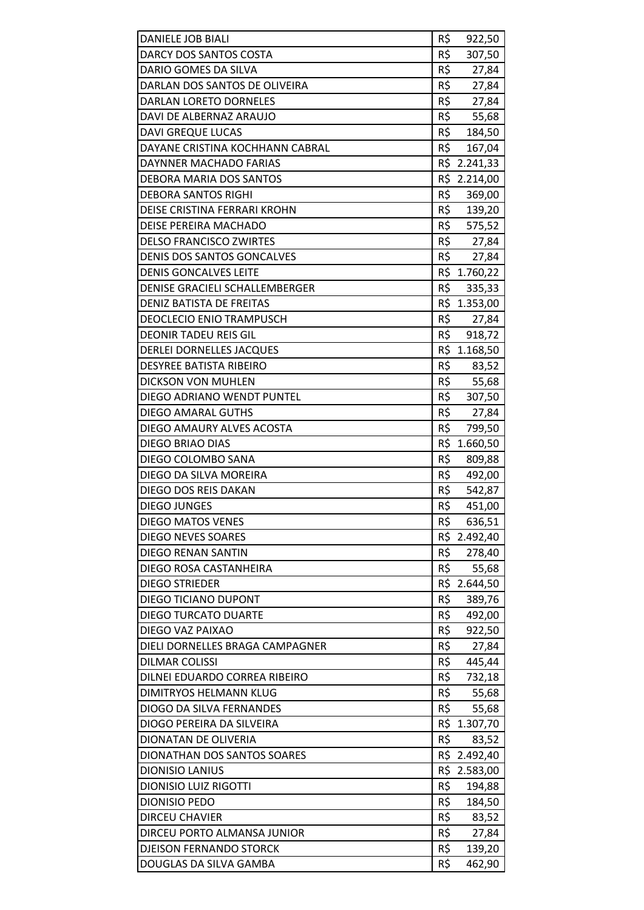| | |
|---|---|
| DANIELE JOB BIALI | R$ 922,50 |
| DARCY DOS SANTOS COSTA | R$ 307,50 |
| DARIO GOMES DA SILVA | R$ 27,84 |
| DARLAN DOS SANTOS DE OLIVEIRA | R$ 27,84 |
| DARLAN LORETO DORNELES | R$ 27,84 |
| DAVI DE ALBERNAZ ARAUJO | R$ 55,68 |
| DAVI GREQUE LUCAS | R$ 184,50 |
| DAYANE CRISTINA KOCHHANN CABRAL | R$ 167,04 |
| DAYNNER MACHADO FARIAS | R$ 2.241,33 |
| DEBORA MARIA DOS SANTOS | R$ 2.214,00 |
| DEBORA SANTOS RIGHI | R$ 369,00 |
| DEISE CRISTINA FERRARI KROHN | R$ 139,20 |
| DEISE PEREIRA MACHADO | R$ 575,52 |
| DELSO FRANCISCO ZWIRTES | R$ 27,84 |
| DENIS DOS SANTOS GONCALVES | R$ 27,84 |
| DENIS GONCALVES LEITE | R$ 1.760,22 |
| DENISE GRACIELI SCHALLEMBERGER | R$ 335,33 |
| DENIZ BATISTA DE FREITAS | R$ 1.353,00 |
| DEOCLECIO ENIO TRAMPUSCH | R$ 27,84 |
| DEONIR TADEU REIS GIL | R$ 918,72 |
| DERLEI DORNELLES JACQUES | R$ 1.168,50 |
| DESYREE BATISTA RIBEIRO | R$ 83,52 |
| DICKSON VON MUHLEN | R$ 55,68 |
| DIEGO ADRIANO WENDT PUNTEL | R$ 307,50 |
| DIEGO AMARAL GUTHS | R$ 27,84 |
| DIEGO AMAURY ALVES ACOSTA | R$ 799,50 |
| DIEGO BRIAO DIAS | R$ 1.660,50 |
| DIEGO COLOMBO SANA | R$ 809,88 |
| DIEGO DA SILVA MOREIRA | R$ 492,00 |
| DIEGO DOS REIS DAKAN | R$ 542,87 |
| DIEGO JUNGES | R$ 451,00 |
| DIEGO MATOS VENES | R$ 636,51 |
| DIEGO NEVES SOARES | R$ 2.492,40 |
| DIEGO RENAN SANTIN | R$ 278,40 |
| DIEGO ROSA CASTANHEIRA | R$ 55,68 |
| DIEGO STRIEDER | R$ 2.644,50 |
| DIEGO TICIANO DUPONT | R$ 389,76 |
| DIEGO TURCATO DUARTE | R$ 492,00 |
| DIEGO VAZ PAIXAO | R$ 922,50 |
| DIELI DORNELLES BRAGA CAMPAGNER | R$ 27,84 |
| DILMAR COLISSI | R$ 445,44 |
| DILNEI EDUARDO CORREA RIBEIRO | R$ 732,18 |
| DIMITRYOS HELMANN KLUG | R$ 55,68 |
| DIOGO DA SILVA FERNANDES | R$ 55,68 |
| DIOGO PEREIRA DA SILVEIRA | R$ 1.307,70 |
| DIONATAN DE OLIVERIA | R$ 83,52 |
| DIONATHAN DOS SANTOS SOARES | R$ 2.492,40 |
| DIONISIO LANIUS | R$ 2.583,00 |
| DIONISIO LUIZ RIGOTTI | R$ 194,88 |
| DIONISIO PEDO | R$ 184,50 |
| DIRCEU CHAVIER | R$ 83,52 |
| DIRCEU PORTO ALMANSA JUNIOR | R$ 27,84 |
| DJEISON FERNANDO STORCK | R$ 139,20 |
| DOUGLAS DA SILVA GAMBA | R$ 462,90 |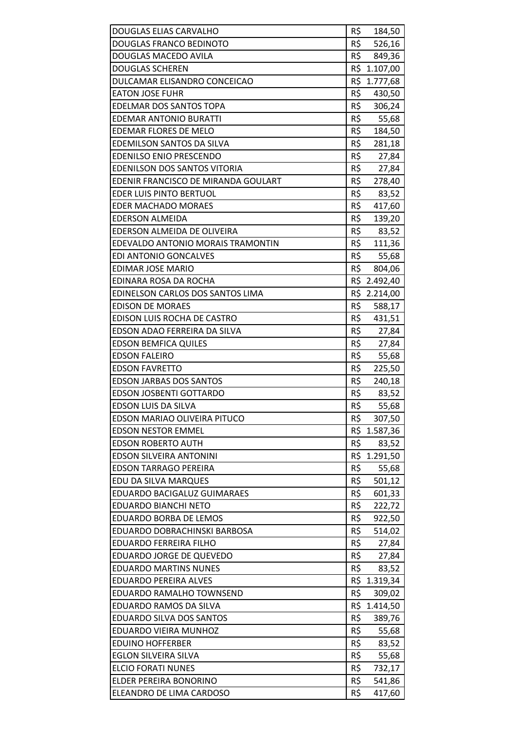| | |
|---|---|
| DOUGLAS ELIAS CARVALHO | R$ 184,50 |
| DOUGLAS FRANCO BEDINOTO | R$ 526,16 |
| DOUGLAS MACEDO AVILA | R$ 849,36 |
| DOUGLAS SCHEREN | R$ 1.107,00 |
| DULCAMAR ELISANDRO CONCEICAO | R$ 1.777,68 |
| EATON JOSE FUHR | R$ 430,50 |
| EDELMAR DOS SANTOS TOPA | R$ 306,24 |
| EDEMAR ANTONIO BURATTI | R$ 55,68 |
| EDEMAR FLORES DE MELO | R$ 184,50 |
| EDEMILSON SANTOS DA SILVA | R$ 281,18 |
| EDENILSO ENIO PRESCENDO | R$ 27,84 |
| EDENILSON DOS SANTOS VITORIA | R$ 27,84 |
| EDENIR FRANCISCO DE MIRANDA GOULART | R$ 278,40 |
| EDER LUIS PINTO BERTUOL | R$ 83,52 |
| EDER MACHADO MORAES | R$ 417,60 |
| EDERSON ALMEIDA | R$ 139,20 |
| EDERSON ALMEIDA DE OLIVEIRA | R$ 83,52 |
| EDEVALDO ANTONIO MORAIS TRAMONTIN | R$ 111,36 |
| EDI ANTONIO GONCALVES | R$ 55,68 |
| EDIMAR JOSE MARIO | R$ 804,06 |
| EDINARA ROSA DA ROCHA | R$ 2.492,40 |
| EDINELSON CARLOS DOS SANTOS LIMA | R$ 2.214,00 |
| EDISON DE MORAES | R$ 588,17 |
| EDISON LUIS ROCHA DE CASTRO | R$ 431,51 |
| EDSON ADAO FERREIRA DA SILVA | R$ 27,84 |
| EDSON BEMFICA QUILES | R$ 27,84 |
| EDSON FALEIRO | R$ 55,68 |
| EDSON FAVRETTO | R$ 225,50 |
| EDSON JARBAS DOS SANTOS | R$ 240,18 |
| EDSON JOSBENTI GOTTARDO | R$ 83,52 |
| EDSON LUIS DA SILVA | R$ 55,68 |
| EDSON MARIAO OLIVEIRA PITUCO | R$ 307,50 |
| EDSON NESTOR EMMEL | R$ 1.587,36 |
| EDSON ROBERTO AUTH | R$ 83,52 |
| EDSON SILVEIRA ANTONINI | R$ 1.291,50 |
| EDSON TARRAGO PEREIRA | R$ 55,68 |
| EDU DA SILVA MARQUES | R$ 501,12 |
| EDUARDO BACIGALUZ GUIMARAES | R$ 601,33 |
| EDUARDO BIANCHI NETO | R$ 222,72 |
| EDUARDO BORBA DE LEMOS | R$ 922,50 |
| EDUARDO DOBRACHINSKI BARBOSA | R$ 514,02 |
| EDUARDO FERREIRA FILHO | R$ 27,84 |
| EDUARDO JORGE DE QUEVEDO | R$ 27,84 |
| EDUARDO MARTINS NUNES | R$ 83,52 |
| EDUARDO PEREIRA ALVES | R$ 1.319,34 |
| EDUARDO RAMALHO TOWNSEND | R$ 309,02 |
| EDUARDO RAMOS DA SILVA | R$ 1.414,50 |
| EDUARDO SILVA DOS SANTOS | R$ 389,76 |
| EDUARDO VIEIRA MUNHOZ | R$ 55,68 |
| EDUINO HOFFERBER | R$ 83,52 |
| EGLON SILVEIRA SILVA | R$ 55,68 |
| ELCIO FORATI NUNES | R$ 732,17 |
| ELDER PEREIRA BONORINO | R$ 541,86 |
| ELEANDRO DE LIMA CARDOSO | R$ 417,60 |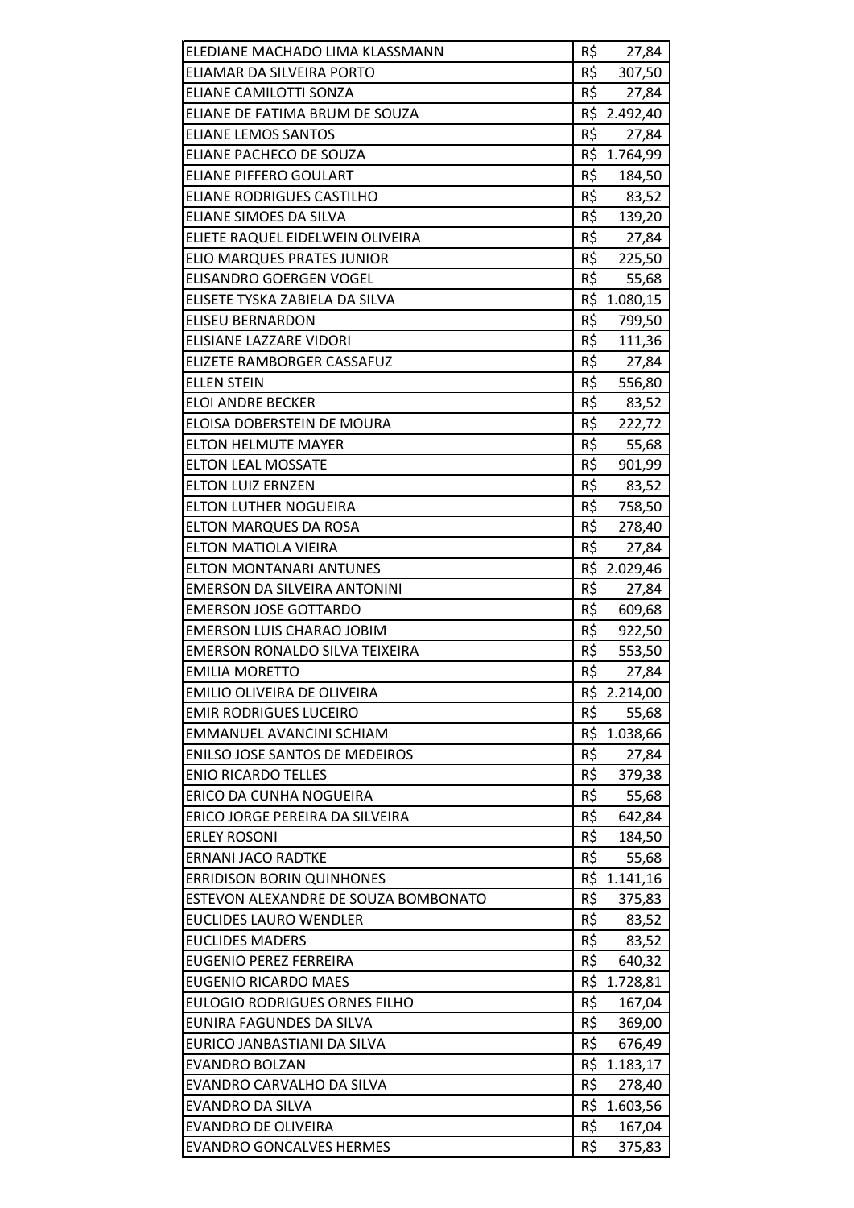| | |
|---|---|
| ELEDIANE MACHADO LIMA KLASSMANN | R$ 27,84 |
| ELIAMAR DA SILVEIRA PORTO | R$ 307,50 |
| ELIANE CAMILOTTI SONZA | R$ 27,84 |
| ELIANE DE FATIMA BRUM DE SOUZA | R$ 2.492,40 |
| ELIANE LEMOS SANTOS | R$ 27,84 |
| ELIANE PACHECO DE SOUZA | R$ 1.764,99 |
| ELIANE PIFFERO GOULART | R$ 184,50 |
| ELIANE RODRIGUES CASTILHO | R$ 83,52 |
| ELIANE SIMOES DA SILVA | R$ 139,20 |
| ELIETE RAQUEL EIDELWEIN OLIVEIRA | R$ 27,84 |
| ELIO MARQUES PRATES JUNIOR | R$ 225,50 |
| ELISANDRO GOERGEN VOGEL | R$ 55,68 |
| ELISETE TYSKA ZABIELA DA SILVA | R$ 1.080,15 |
| ELISEU BERNARDON | R$ 799,50 |
| ELISIANE LAZZARE VIDORI | R$ 111,36 |
| ELIZETE RAMBORGER CASSAFUZ | R$ 27,84 |
| ELLEN STEIN | R$ 556,80 |
| ELOI ANDRE BECKER | R$ 83,52 |
| ELOISA DOBERSTEIN DE MOURA | R$ 222,72 |
| ELTON HELMUTE MAYER | R$ 55,68 |
| ELTON LEAL MOSSATE | R$ 901,99 |
| ELTON LUIZ ERNZEN | R$ 83,52 |
| ELTON LUTHER NOGUEIRA | R$ 758,50 |
| ELTON MARQUES DA ROSA | R$ 278,40 |
| ELTON MATIOLA VIEIRA | R$ 27,84 |
| ELTON MONTANARI ANTUNES | R$ 2.029,46 |
| EMERSON DA SILVEIRA ANTONINI | R$ 27,84 |
| EMERSON JOSE GOTTARDO | R$ 609,68 |
| EMERSON LUIS CHARAO JOBIM | R$ 922,50 |
| EMERSON RONALDO SILVA TEIXEIRA | R$ 553,50 |
| EMILIA MORETTO | R$ 27,84 |
| EMILIO OLIVEIRA DE OLIVEIRA | R$ 2.214,00 |
| EMIR RODRIGUES LUCEIRO | R$ 55,68 |
| EMMANUEL AVANCINI SCHIAM | R$ 1.038,66 |
| ENILSO JOSE SANTOS DE MEDEIROS | R$ 27,84 |
| ENIO RICARDO TELLES | R$ 379,38 |
| ERICO DA CUNHA NOGUEIRA | R$ 55,68 |
| ERICO JORGE PEREIRA DA SILVEIRA | R$ 642,84 |
| ERLEY ROSONI | R$ 184,50 |
| ERNANI JACO RADTKE | R$ 55,68 |
| ERRIDISON BORIN QUINHONES | R$ 1.141,16 |
| ESTEVON ALEXANDRE DE SOUZA BOMBONATO | R$ 375,83 |
| EUCLIDES LAURO WENDLER | R$ 83,52 |
| EUCLIDES MADERS | R$ 83,52 |
| EUGENIO PEREZ FERREIRA | R$ 640,32 |
| EUGENIO RICARDO MAES | R$ 1.728,81 |
| EULOGIO RODRIGUES ORNES FILHO | R$ 167,04 |
| EUNIRA FAGUNDES DA SILVA | R$ 369,00 |
| EURICO JANBASTIANI DA SILVA | R$ 676,49 |
| EVANDRO BOLZAN | R$ 1.183,17 |
| EVANDRO CARVALHO DA SILVA | R$ 278,40 |
| EVANDRO DA SILVA | R$ 1.603,56 |
| EVANDRO DE OLIVEIRA | R$ 167,04 |
| EVANDRO GONCALVES HERMES | R$ 375,83 |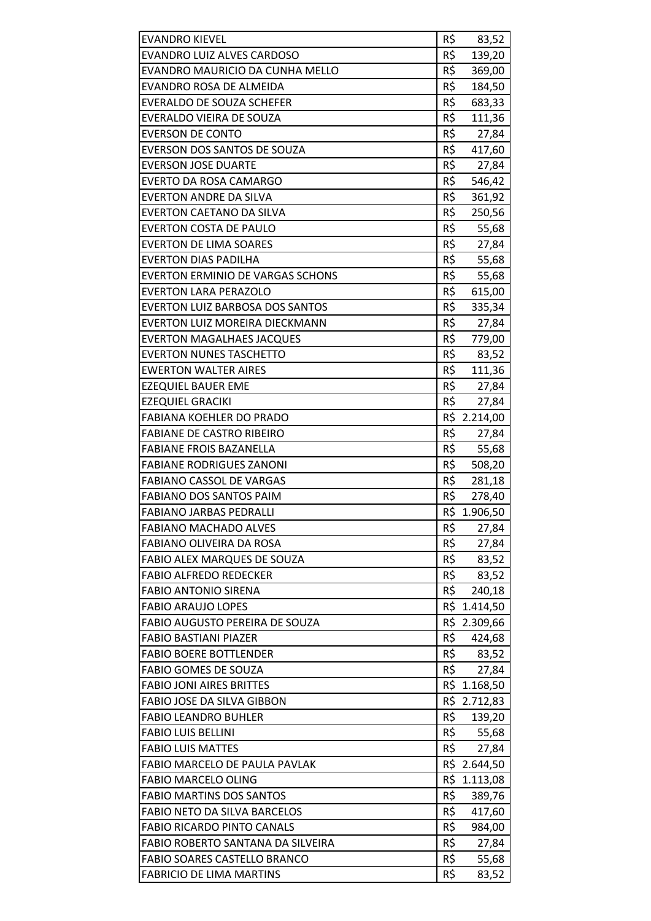| | |
|---|---|
| EVANDRO KIEVEL | R$ 83,52 |
| EVANDRO LUIZ ALVES CARDOSO | R$ 139,20 |
| EVANDRO MAURICIO DA CUNHA MELLO | R$ 369,00 |
| EVANDRO ROSA DE ALMEIDA | R$ 184,50 |
| EVERALDO DE SOUZA SCHEFER | R$ 683,33 |
| EVERALDO VIEIRA DE SOUZA | R$ 111,36 |
| EVERSON DE CONTO | R$ 27,84 |
| EVERSON DOS SANTOS DE SOUZA | R$ 417,60 |
| EVERSON JOSE DUARTE | R$ 27,84 |
| EVERTO DA ROSA CAMARGO | R$ 546,42 |
| EVERTON ANDRE DA SILVA | R$ 361,92 |
| EVERTON CAETANO DA SILVA | R$ 250,56 |
| EVERTON COSTA DE PAULO | R$ 55,68 |
| EVERTON DE LIMA SOARES | R$ 27,84 |
| EVERTON DIAS PADILHA | R$ 55,68 |
| EVERTON ERMINIO DE VARGAS SCHONS | R$ 55,68 |
| EVERTON LARA PERAZOLO | R$ 615,00 |
| EVERTON LUIZ BARBOSA DOS SANTOS | R$ 335,34 |
| EVERTON LUIZ MOREIRA DIECKMANN | R$ 27,84 |
| EVERTON MAGALHAES JACQUES | R$ 779,00 |
| EVERTON NUNES TASCHETTO | R$ 83,52 |
| EWERTON WALTER AIRES | R$ 111,36 |
| EZEQUIEL BAUER EME | R$ 27,84 |
| EZEQUIEL GRACIKI | R$ 27,84 |
| FABIANA KOEHLER DO PRADO | R$ 2.214,00 |
| FABIANE DE CASTRO RIBEIRO | R$ 27,84 |
| FABIANE FROIS BAZANELLA | R$ 55,68 |
| FABIANE RODRIGUES ZANONI | R$ 508,20 |
| FABIANO CASSOL DE VARGAS | R$ 281,18 |
| FABIANO DOS SANTOS PAIM | R$ 278,40 |
| FABIANO JARBAS PEDRALLI | R$ 1.906,50 |
| FABIANO MACHADO ALVES | R$ 27,84 |
| FABIANO OLIVEIRA DA ROSA | R$ 27,84 |
| FABIO ALEX MARQUES DE SOUZA | R$ 83,52 |
| FABIO ALFREDO REDECKER | R$ 83,52 |
| FABIO ANTONIO SIRENA | R$ 240,18 |
| FABIO ARAUJO LOPES | R$ 1.414,50 |
| FABIO AUGUSTO PEREIRA DE SOUZA | R$ 2.309,66 |
| FABIO BASTIANI PIAZER | R$ 424,68 |
| FABIO BOERE BOTTLENDER | R$ 83,52 |
| FABIO GOMES DE SOUZA | R$ 27,84 |
| FABIO JONI AIRES BRITTES | R$ 1.168,50 |
| FABIO JOSE DA SILVA GIBBON | R$ 2.712,83 |
| FABIO LEANDRO BUHLER | R$ 139,20 |
| FABIO LUIS BELLINI | R$ 55,68 |
| FABIO LUIS MATTES | R$ 27,84 |
| FABIO MARCELO DE PAULA PAVLAK | R$ 2.644,50 |
| FABIO MARCELO OLING | R$ 1.113,08 |
| FABIO MARTINS DOS SANTOS | R$ 389,76 |
| FABIO NETO DA SILVA BARCELOS | R$ 417,60 |
| FABIO RICARDO PINTO CANALS | R$ 984,00 |
| FABIO ROBERTO SANTANA DA SILVEIRA | R$ 27,84 |
| FABIO SOARES CASTELLO BRANCO | R$ 55,68 |
| FABRICIO DE LIMA MARTINS | R$ 83,52 |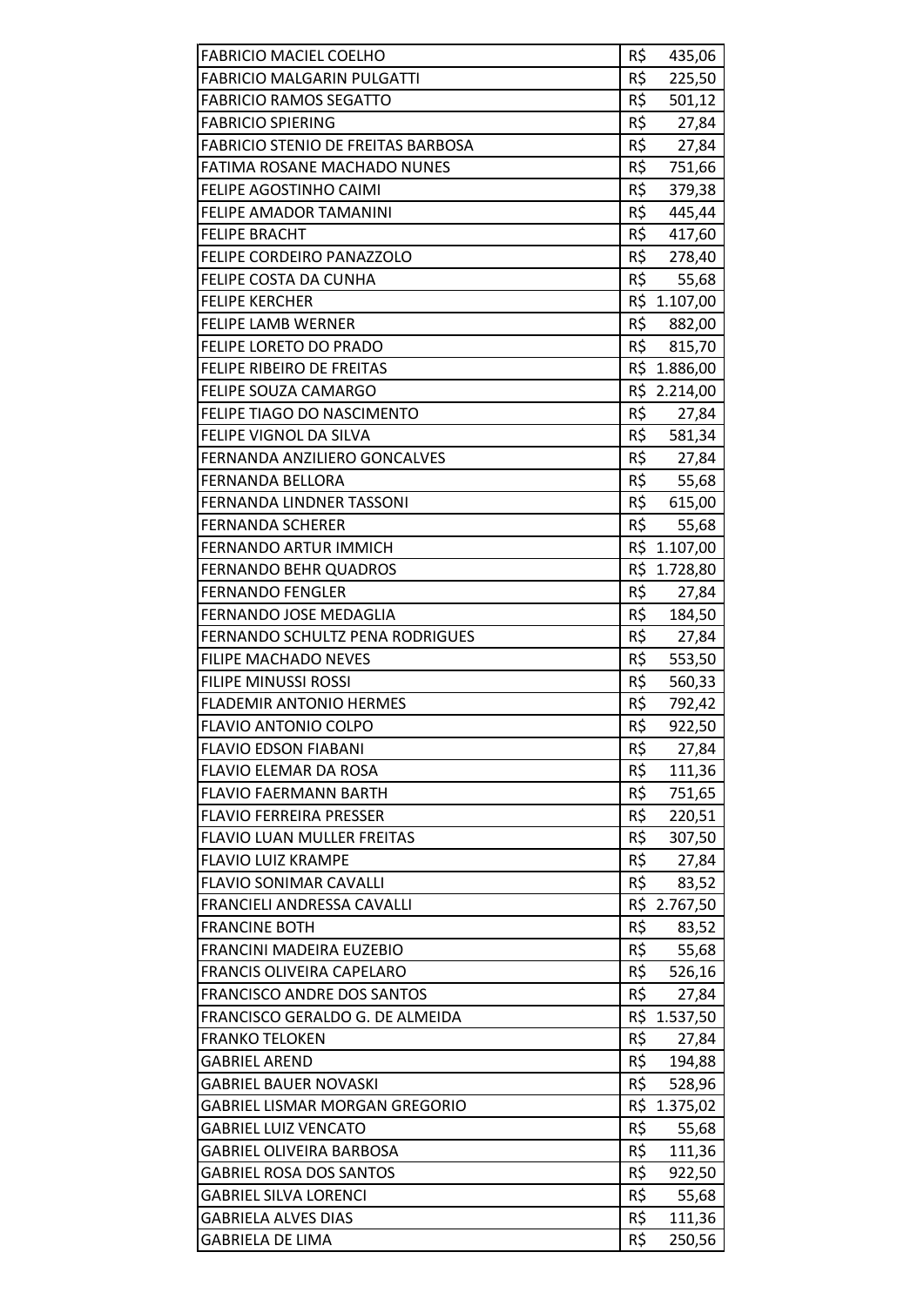| | |
|---|---|
| FABRICIO MACIEL COELHO | R$ 435,06 |
| FABRICIO MALGARIN PULGATTI | R$ 225,50 |
| FABRICIO RAMOS SEGATTO | R$ 501,12 |
| FABRICIO SPIERING | R$ 27,84 |
| FABRICIO STENIO DE FREITAS BARBOSA | R$ 27,84 |
| FATIMA ROSANE MACHADO NUNES | R$ 751,66 |
| FELIPE AGOSTINHO CAIMI | R$ 379,38 |
| FELIPE AMADOR TAMANINI | R$ 445,44 |
| FELIPE BRACHT | R$ 417,60 |
| FELIPE CORDEIRO PANAZZOLO | R$ 278,40 |
| FELIPE COSTA DA CUNHA | R$ 55,68 |
| FELIPE KERCHER | R$ 1.107,00 |
| FELIPE LAMB WERNER | R$ 882,00 |
| FELIPE LORETO DO PRADO | R$ 815,70 |
| FELIPE RIBEIRO DE FREITAS | R$ 1.886,00 |
| FELIPE SOUZA CAMARGO | R$ 2.214,00 |
| FELIPE TIAGO DO NASCIMENTO | R$ 27,84 |
| FELIPE VIGNOL DA SILVA | R$ 581,34 |
| FERNANDA ANZILIERO GONCALVES | R$ 27,84 |
| FERNANDA BELLORA | R$ 55,68 |
| FERNANDA LINDNER TASSONI | R$ 615,00 |
| FERNANDA SCHERER | R$ 55,68 |
| FERNANDO ARTUR IMMICH | R$ 1.107,00 |
| FERNANDO BEHR QUADROS | R$ 1.728,80 |
| FERNANDO FENGLER | R$ 27,84 |
| FERNANDO JOSE MEDAGLIA | R$ 184,50 |
| FERNANDO SCHULTZ PENA RODRIGUES | R$ 27,84 |
| FILIPE MACHADO NEVES | R$ 553,50 |
| FILIPE MINUSSI ROSSI | R$ 560,33 |
| FLADEMIR ANTONIO HERMES | R$ 792,42 |
| FLAVIO ANTONIO COLPO | R$ 922,50 |
| FLAVIO EDSON FIABANI | R$ 27,84 |
| FLAVIO ELEMAR DA ROSA | R$ 111,36 |
| FLAVIO FAERMANN BARTH | R$ 751,65 |
| FLAVIO FERREIRA PRESSER | R$ 220,51 |
| FLAVIO LUAN MULLER FREITAS | R$ 307,50 |
| FLAVIO LUIZ KRAMPE | R$ 27,84 |
| FLAVIO SONIMAR CAVALLI | R$ 83,52 |
| FRANCIELI ANDRESSA CAVALLI | R$ 2.767,50 |
| FRANCINE BOTH | R$ 83,52 |
| FRANCINI MADEIRA EUZEBIO | R$ 55,68 |
| FRANCIS OLIVEIRA CAPELARO | R$ 526,16 |
| FRANCISCO ANDRE DOS SANTOS | R$ 27,84 |
| FRANCISCO GERALDO G. DE ALMEIDA | R$ 1.537,50 |
| FRANKO TELOKEN | R$ 27,84 |
| GABRIEL AREND | R$ 194,88 |
| GABRIEL BAUER NOVASKI | R$ 528,96 |
| GABRIEL LISMAR MORGAN GREGORIO | R$ 1.375,02 |
| GABRIEL LUIZ VENCATO | R$ 55,68 |
| GABRIEL OLIVEIRA BARBOSA | R$ 111,36 |
| GABRIEL ROSA DOS SANTOS | R$ 922,50 |
| GABRIEL SILVA LORENCI | R$ 55,68 |
| GABRIELA ALVES DIAS | R$ 111,36 |
| GABRIELA DE LIMA | R$ 250,56 |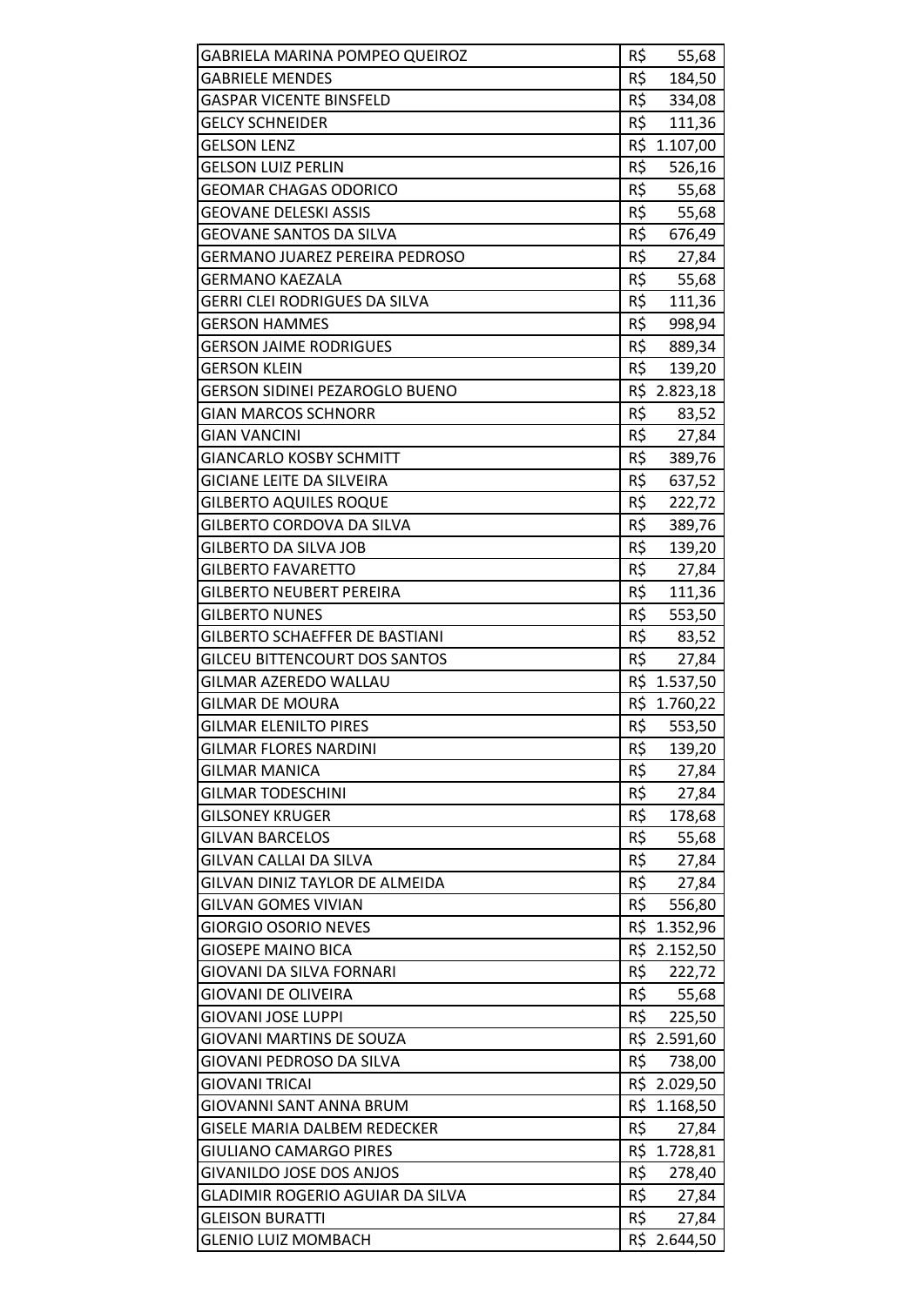| | |
|---|---|
| GABRIELA MARINA POMPEO QUEIROZ | R$ 55,68 |
| GABRIELE MENDES | R$ 184,50 |
| GASPAR VICENTE BINSFELD | R$ 334,08 |
| GELCY SCHNEIDER | R$ 111,36 |
| GELSON LENZ | R$ 1.107,00 |
| GELSON LUIZ PERLIN | R$ 526,16 |
| GEOMAR CHAGAS ODORICO | R$ 55,68 |
| GEOVANE DELESKI ASSIS | R$ 55,68 |
| GEOVANE SANTOS DA SILVA | R$ 676,49 |
| GERMANO JUAREZ PEREIRA PEDROSO | R$ 27,84 |
| GERMANO KAEZALA | R$ 55,68 |
| GERRI CLEI RODRIGUES DA SILVA | R$ 111,36 |
| GERSON HAMMES | R$ 998,94 |
| GERSON JAIME RODRIGUES | R$ 889,34 |
| GERSON KLEIN | R$ 139,20 |
| GERSON SIDINEI PEZAROGLO BUENO | R$ 2.823,18 |
| GIAN MARCOS SCHNORR | R$ 83,52 |
| GIAN VANCINI | R$ 27,84 |
| GIANCARLO KOSBY SCHMITT | R$ 389,76 |
| GICIANE LEITE DA SILVEIRA | R$ 637,52 |
| GILBERTO AQUILES ROQUE | R$ 222,72 |
| GILBERTO CORDOVA DA SILVA | R$ 389,76 |
| GILBERTO DA SILVA JOB | R$ 139,20 |
| GILBERTO FAVARETTO | R$ 27,84 |
| GILBERTO NEUBERT PEREIRA | R$ 111,36 |
| GILBERTO NUNES | R$ 553,50 |
| GILBERTO SCHAEFFER DE BASTIANI | R$ 83,52 |
| GILCEU BITTENCOURT DOS SANTOS | R$ 27,84 |
| GILMAR AZEREDO WALLAU | R$ 1.537,50 |
| GILMAR DE MOURA | R$ 1.760,22 |
| GILMAR ELENILTO PIRES | R$ 553,50 |
| GILMAR FLORES NARDINI | R$ 139,20 |
| GILMAR MANICA | R$ 27,84 |
| GILMAR TODESCHINI | R$ 27,84 |
| GILSONEY KRUGER | R$ 178,68 |
| GILVAN BARCELOS | R$ 55,68 |
| GILVAN CALLAI DA SILVA | R$ 27,84 |
| GILVAN DINIZ TAYLOR DE ALMEIDA | R$ 27,84 |
| GILVAN GOMES VIVIAN | R$ 556,80 |
| GIORGIO OSORIO NEVES | R$ 1.352,96 |
| GIOSEPE MAINO BICA | R$ 2.152,50 |
| GIOVANI DA SILVA FORNARI | R$ 222,72 |
| GIOVANI DE OLIVEIRA | R$ 55,68 |
| GIOVANI JOSE LUPPI | R$ 225,50 |
| GIOVANI MARTINS DE SOUZA | R$ 2.591,60 |
| GIOVANI PEDROSO DA SILVA | R$ 738,00 |
| GIOVANI TRICAI | R$ 2.029,50 |
| GIOVANNI SANT ANNA BRUM | R$ 1.168,50 |
| GISELE MARIA DALBEM REDECKER | R$ 27,84 |
| GIULIANO CAMARGO PIRES | R$ 1.728,81 |
| GIVANILDO JOSE DOS ANJOS | R$ 278,40 |
| GLADIMIR ROGERIO AGUIAR DA SILVA | R$ 27,84 |
| GLEISON BURATTI | R$ 27,84 |
| GLENIO LUIZ MOMBACH | R$ 2.644,50 |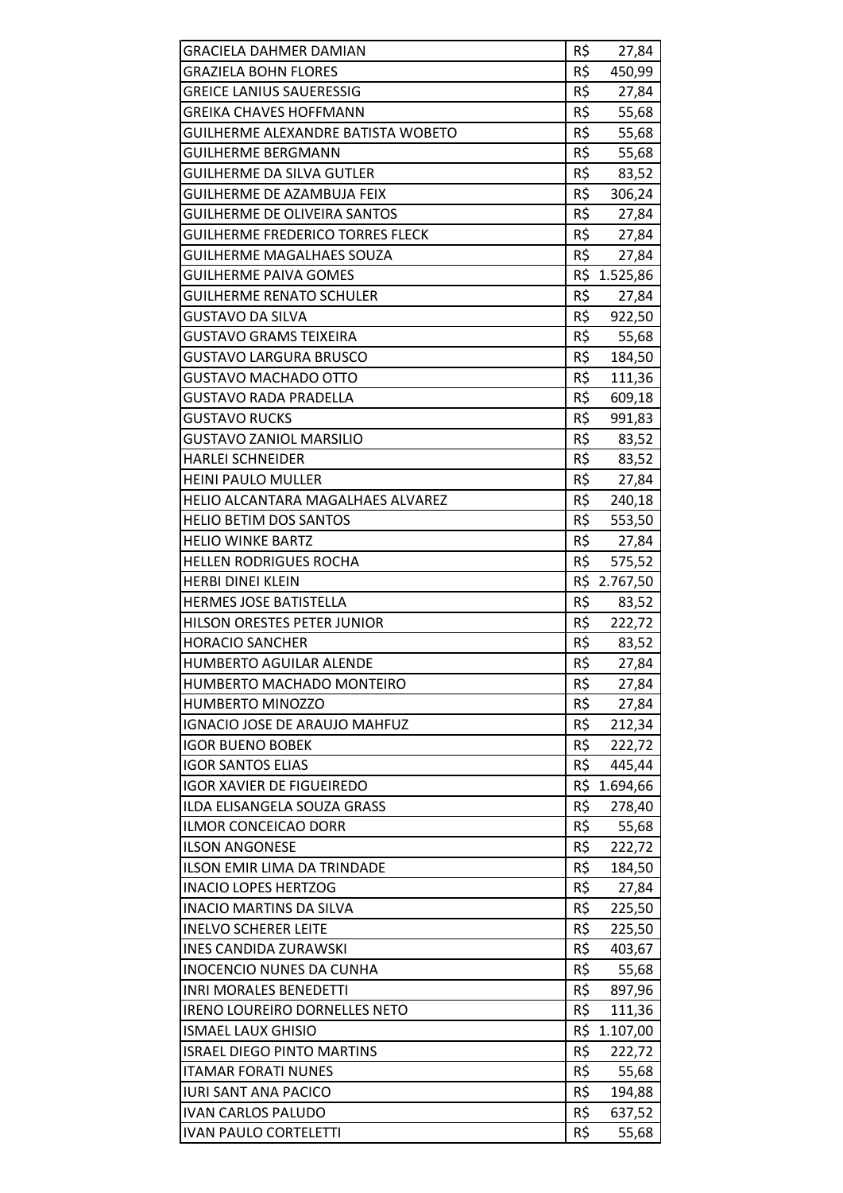| | |
|---|---|
| GRACIELA DAHMER DAMIAN | R$ 27,84 |
| GRAZIELA BOHN FLORES | R$ 450,99 |
| GREICE LANIUS SAUERESSIG | R$ 27,84 |
| GREIKA CHAVES HOFFMANN | R$ 55,68 |
| GUILHERME ALEXANDRE BATISTA WOBETO | R$ 55,68 |
| GUILHERME BERGMANN | R$ 55,68 |
| GUILHERME DA SILVA GUTLER | R$ 83,52 |
| GUILHERME DE AZAMBUJA FEIX | R$ 306,24 |
| GUILHERME DE OLIVEIRA SANTOS | R$ 27,84 |
| GUILHERME FREDERICO TORRES FLECK | R$ 27,84 |
| GUILHERME MAGALHAES SOUZA | R$ 27,84 |
| GUILHERME PAIVA GOMES | R$ 1.525,86 |
| GUILHERME RENATO SCHULER | R$ 27,84 |
| GUSTAVO DA SILVA | R$ 922,50 |
| GUSTAVO GRAMS TEIXEIRA | R$ 55,68 |
| GUSTAVO LARGURA BRUSCO | R$ 184,50 |
| GUSTAVO MACHADO OTTO | R$ 111,36 |
| GUSTAVO RADA PRADELLA | R$ 609,18 |
| GUSTAVO RUCKS | R$ 991,83 |
| GUSTAVO ZANIOL MARSILIO | R$ 83,52 |
| HARLEI SCHNEIDER | R$ 83,52 |
| HEINI PAULO MULLER | R$ 27,84 |
| HELIO ALCANTARA MAGALHAES ALVAREZ | R$ 240,18 |
| HELIO BETIM DOS SANTOS | R$ 553,50 |
| HELIO WINKE BARTZ | R$ 27,84 |
| HELLEN RODRIGUES ROCHA | R$ 575,52 |
| HERBI DINEI KLEIN | R$ 2.767,50 |
| HERMES JOSE BATISTELLA | R$ 83,52 |
| HILSON ORESTES PETER JUNIOR | R$ 222,72 |
| HORACIO SANCHER | R$ 83,52 |
| HUMBERTO AGUILAR ALENDE | R$ 27,84 |
| HUMBERTO MACHADO MONTEIRO | R$ 27,84 |
| HUMBERTO MINOZZO | R$ 27,84 |
| IGNACIO JOSE DE ARAUJO MAHFUZ | R$ 212,34 |
| IGOR BUENO BOBEK | R$ 222,72 |
| IGOR SANTOS ELIAS | R$ 445,44 |
| IGOR XAVIER DE FIGUEIREDO | R$ 1.694,66 |
| ILDA ELISANGELA SOUZA GRASS | R$ 278,40 |
| ILMOR CONCEICAO DORR | R$ 55,68 |
| ILSON ANGONESE | R$ 222,72 |
| ILSON EMIR LIMA DA TRINDADE | R$ 184,50 |
| INACIO LOPES HERTZOG | R$ 27,84 |
| INACIO MARTINS DA SILVA | R$ 225,50 |
| INELVO SCHERER LEITE | R$ 225,50 |
| INES CANDIDA ZURAWSKI | R$ 403,67 |
| INOCENCIO NUNES DA CUNHA | R$ 55,68 |
| INRI MORALES BENEDETTI | R$ 897,96 |
| IRENO LOUREIRO DORNELLES NETO | R$ 111,36 |
| ISMAEL LAUX GHISIO | R$ 1.107,00 |
| ISRAEL DIEGO PINTO MARTINS | R$ 222,72 |
| ITAMAR FORATI NUNES | R$ 55,68 |
| IURI SANT ANA PACICO | R$ 194,88 |
| IVAN CARLOS PALUDO | R$ 637,52 |
| IVAN PAULO CORTELETTI | R$ 55,68 |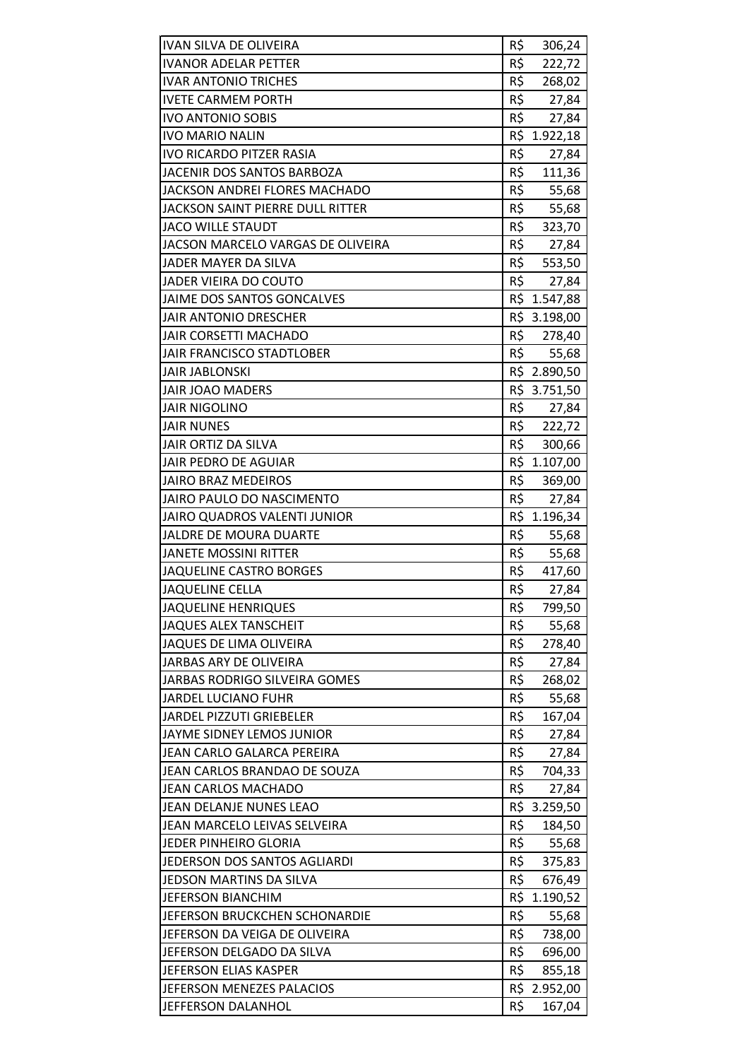| | |
|---|---|
| IVAN SILVA DE OLIVEIRA | R$ 306,24 |
| IVANOR ADELAR PETTER | R$ 222,72 |
| IVAR ANTONIO TRICHES | R$ 268,02 |
| IVETE CARMEM PORTH | R$ 27,84 |
| IVO ANTONIO SOBIS | R$ 27,84 |
| IVO MARIO NALIN | R$ 1.922,18 |
| IVO RICARDO PITZER RASIA | R$ 27,84 |
| JACENIR DOS SANTOS BARBOZA | R$ 111,36 |
| JACKSON ANDREI FLORES MACHADO | R$ 55,68 |
| JACKSON SAINT PIERRE DULL RITTER | R$ 55,68 |
| JACO WILLE STAUDT | R$ 323,70 |
| JACSON MARCELO VARGAS DE OLIVEIRA | R$ 27,84 |
| JADER MAYER DA SILVA | R$ 553,50 |
| JADER VIEIRA DO COUTO | R$ 27,84 |
| JAIME DOS SANTOS GONCALVES | R$ 1.547,88 |
| JAIR ANTONIO DRESCHER | R$ 3.198,00 |
| JAIR CORSETTI MACHADO | R$ 278,40 |
| JAIR FRANCISCO STADTLOBER | R$ 55,68 |
| JAIR JABLONSKI | R$ 2.890,50 |
| JAIR JOAO MADERS | R$ 3.751,50 |
| JAIR NIGOLINO | R$ 27,84 |
| JAIR NUNES | R$ 222,72 |
| JAIR ORTIZ DA SILVA | R$ 300,66 |
| JAIR PEDRO DE AGUIAR | R$ 1.107,00 |
| JAIRO BRAZ MEDEIROS | R$ 369,00 |
| JAIRO PAULO DO NASCIMENTO | R$ 27,84 |
| JAIRO QUADROS VALENTI JUNIOR | R$ 1.196,34 |
| JALDRE DE MOURA DUARTE | R$ 55,68 |
| JANETE MOSSINI RITTER | R$ 55,68 |
| JAQUELINE CASTRO BORGES | R$ 417,60 |
| JAQUELINE CELLA | R$ 27,84 |
| JAQUELINE HENRIQUES | R$ 799,50 |
| JAQUES ALEX TANSCHEIT | R$ 55,68 |
| JAQUES DE LIMA OLIVEIRA | R$ 278,40 |
| JARBAS ARY DE OLIVEIRA | R$ 27,84 |
| JARBAS RODRIGO SILVEIRA GOMES | R$ 268,02 |
| JARDEL LUCIANO FUHR | R$ 55,68 |
| JARDEL PIZZUTI GRIEBELER | R$ 167,04 |
| JAYME SIDNEY LEMOS JUNIOR | R$ 27,84 |
| JEAN CARLO GALARCA PEREIRA | R$ 27,84 |
| JEAN CARLOS BRANDAO DE SOUZA | R$ 704,33 |
| JEAN CARLOS MACHADO | R$ 27,84 |
| JEAN DELANJE NUNES LEAO | R$ 3.259,50 |
| JEAN MARCELO LEIVAS SELVEIRA | R$ 184,50 |
| JEDER PINHEIRO GLORIA | R$ 55,68 |
| JEDERSON DOS SANTOS AGLIARDI | R$ 375,83 |
| JEDSON MARTINS DA SILVA | R$ 676,49 |
| JEFERSON BIANCHIM | R$ 1.190,52 |
| JEFERSON BRUCKCHEN SCHONARDIE | R$ 55,68 |
| JEFERSON DA VEIGA DE OLIVEIRA | R$ 738,00 |
| JEFERSON DELGADO DA SILVA | R$ 696,00 |
| JEFERSON ELIAS KASPER | R$ 855,18 |
| JEFERSON MENEZES PALACIOS | R$ 2.952,00 |
| JEFFERSON DALANHOL | R$ 167,04 |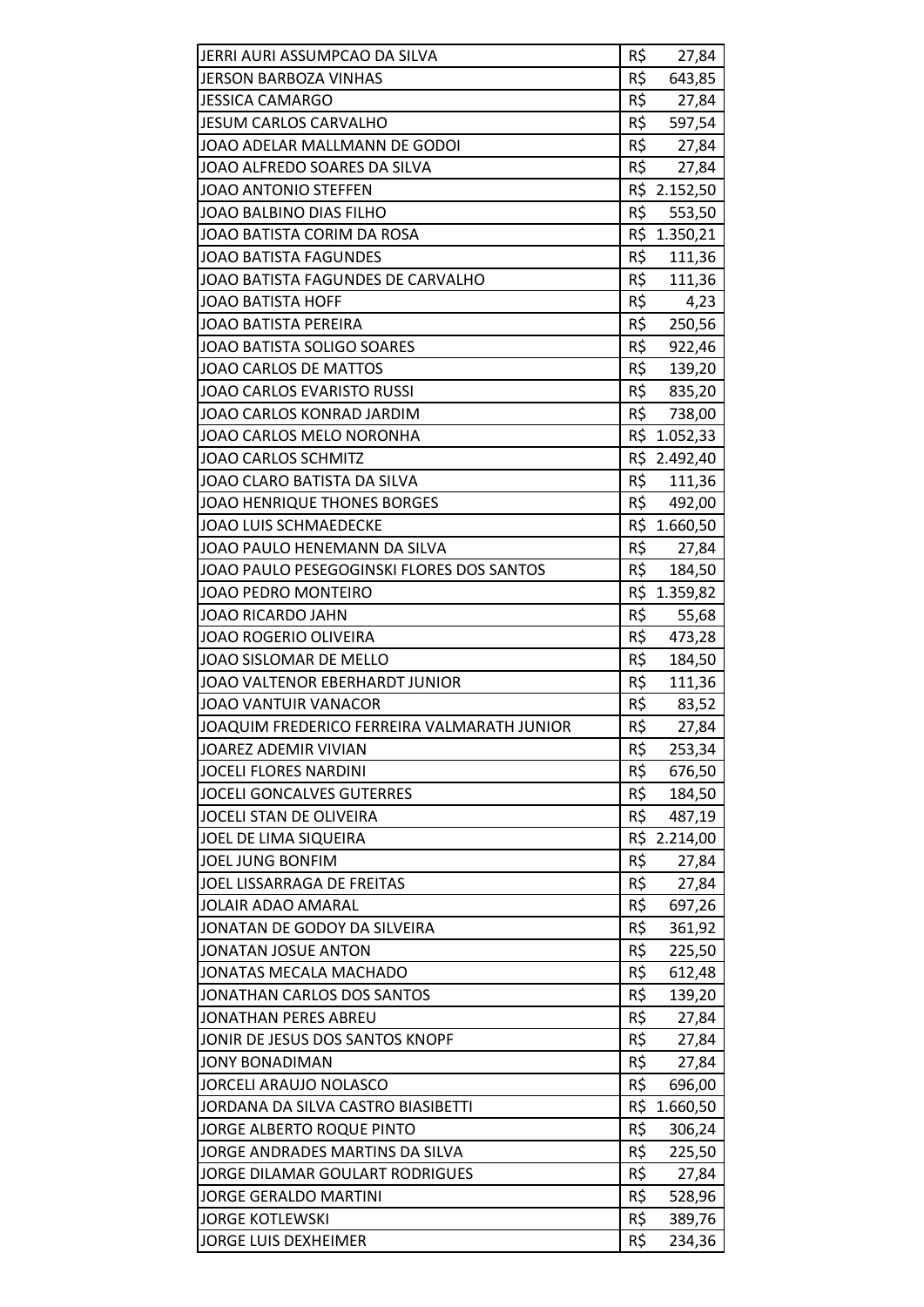| | |
|---|---|
| JERRI AURI ASSUMPCAO DA SILVA | R$ 27,84 |
| JERSON BARBOZA VINHAS | R$ 643,85 |
| JESSICA CAMARGO | R$ 27,84 |
| JESUM CARLOS CARVALHO | R$ 597,54 |
| JOAO ADELAR MALLMANN DE GODOI | R$ 27,84 |
| JOAO ALFREDO SOARES DA SILVA | R$ 27,84 |
| JOAO ANTONIO STEFFEN | R$ 2.152,50 |
| JOAO BALBINO DIAS FILHO | R$ 553,50 |
| JOAO BATISTA CORIM DA ROSA | R$ 1.350,21 |
| JOAO BATISTA FAGUNDES | R$ 111,36 |
| JOAO BATISTA FAGUNDES DE CARVALHO | R$ 111,36 |
| JOAO BATISTA HOFF | R$ 4,23 |
| JOAO BATISTA PEREIRA | R$ 250,56 |
| JOAO BATISTA SOLIGO SOARES | R$ 922,46 |
| JOAO CARLOS DE MATTOS | R$ 139,20 |
| JOAO CARLOS EVARISTO RUSSI | R$ 835,20 |
| JOAO CARLOS KONRAD JARDIM | R$ 738,00 |
| JOAO CARLOS MELO NORONHA | R$ 1.052,33 |
| JOAO CARLOS SCHMITZ | R$ 2.492,40 |
| JOAO CLARO BATISTA DA SILVA | R$ 111,36 |
| JOAO HENRIQUE THONES BORGES | R$ 492,00 |
| JOAO LUIS SCHMAEDECKE | R$ 1.660,50 |
| JOAO PAULO HENEMANN DA SILVA | R$ 27,84 |
| JOAO PAULO PESEGOGINSKI FLORES DOS SANTOS | R$ 184,50 |
| JOAO PEDRO MONTEIRO | R$ 1.359,82 |
| JOAO RICARDO JAHN | R$ 55,68 |
| JOAO ROGERIO OLIVEIRA | R$ 473,28 |
| JOAO SISLOMAR DE MELLO | R$ 184,50 |
| JOAO VALTENOR EBERHARDT JUNIOR | R$ 111,36 |
| JOAO VANTUIR VANACOR | R$ 83,52 |
| JOAQUIM FREDERICO FERREIRA VALMARATH JUNIOR | R$ 27,84 |
| JOAREZ ADEMIR VIVIAN | R$ 253,34 |
| JOCELI FLORES NARDINI | R$ 676,50 |
| JOCELI GONCALVES GUTERRES | R$ 184,50 |
| JOCELI STAN DE OLIVEIRA | R$ 487,19 |
| JOEL DE LIMA SIQUEIRA | R$ 2.214,00 |
| JOEL JUNG BONFIM | R$ 27,84 |
| JOEL LISSARRAGA DE FREITAS | R$ 27,84 |
| JOLAIR ADAO AMARAL | R$ 697,26 |
| JONATAN DE GODOY DA SILVEIRA | R$ 361,92 |
| JONATAN JOSUE ANTON | R$ 225,50 |
| JONATAS MECALA MACHADO | R$ 612,48 |
| JONATHAN CARLOS DOS SANTOS | R$ 139,20 |
| JONATHAN PERES ABREU | R$ 27,84 |
| JONIR DE JESUS DOS SANTOS KNOPF | R$ 27,84 |
| JONY BONADIMAN | R$ 27,84 |
| JORCELI ARAUJO NOLASCO | R$ 696,00 |
| JORDANA DA SILVA CASTRO BIASIBETTI | R$ 1.660,50 |
| JORGE ALBERTO ROQUE PINTO | R$ 306,24 |
| JORGE ANDRADES MARTINS DA SILVA | R$ 225,50 |
| JORGE DILAMAR GOULART RODRIGUES | R$ 27,84 |
| JORGE GERALDO MARTINI | R$ 528,96 |
| JORGE KOTLEWSKI | R$ 389,76 |
| JORGE LUIS DEXHEIMER | R$ 234,36 |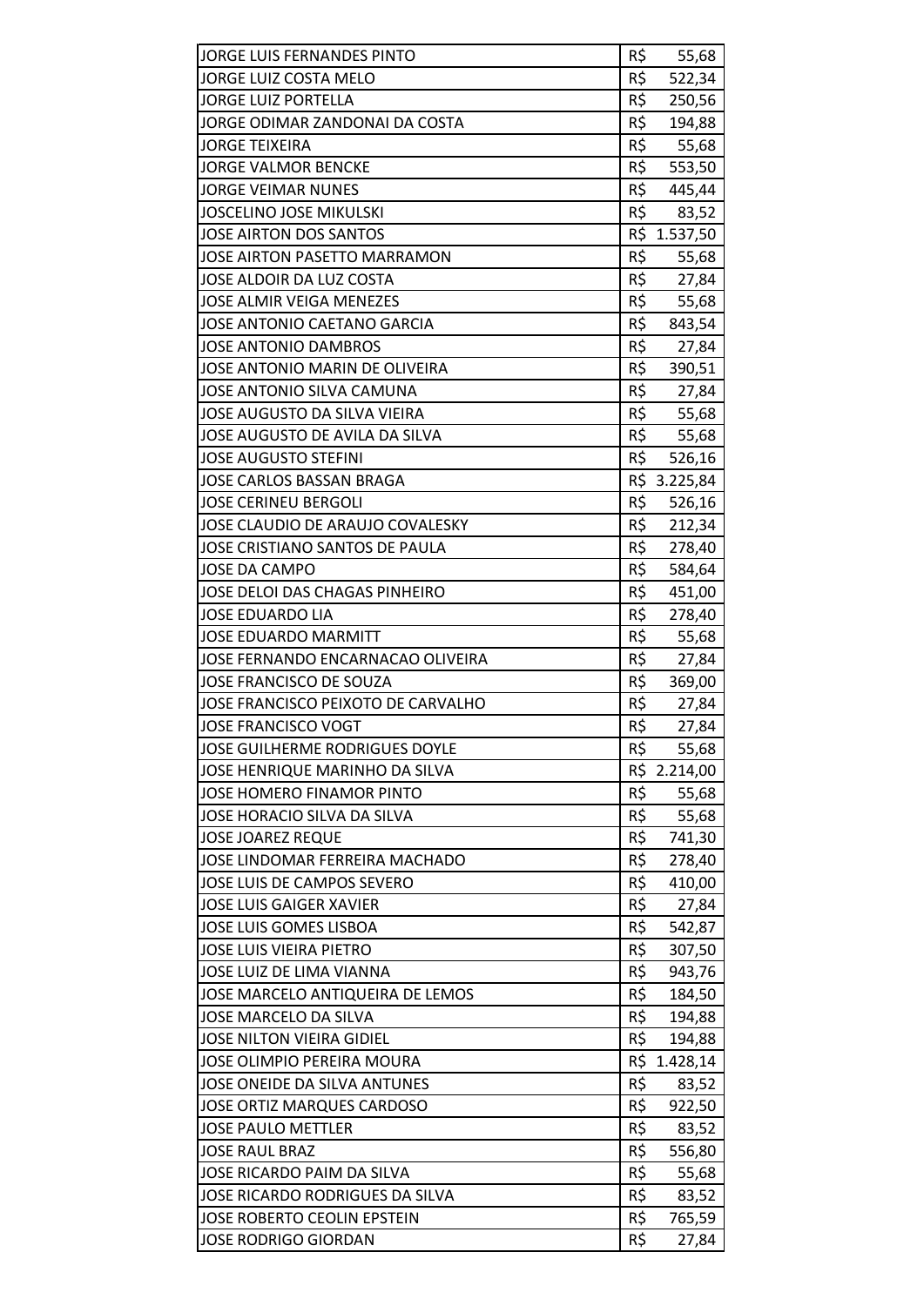| | |
|---|---|
| JORGE LUIS FERNANDES PINTO | R$ 55,68 |
| JORGE LUIZ COSTA MELO | R$ 522,34 |
| JORGE LUIZ PORTELLA | R$ 250,56 |
| JORGE ODIMAR ZANDONAI DA COSTA | R$ 194,88 |
| JORGE TEIXEIRA | R$ 55,68 |
| JORGE VALMOR BENCKE | R$ 553,50 |
| JORGE VEIMAR NUNES | R$ 445,44 |
| JOSCELINO JOSE MIKULSKI | R$ 83,52 |
| JOSE AIRTON DOS SANTOS | R$ 1.537,50 |
| JOSE AIRTON PASETTO MARRAMON | R$ 55,68 |
| JOSE ALDOIR DA LUZ COSTA | R$ 27,84 |
| JOSE ALMIR VEIGA MENEZES | R$ 55,68 |
| JOSE ANTONIO CAETANO GARCIA | R$ 843,54 |
| JOSE ANTONIO DAMBROS | R$ 27,84 |
| JOSE ANTONIO MARIN DE OLIVEIRA | R$ 390,51 |
| JOSE ANTONIO SILVA CAMUNA | R$ 27,84 |
| JOSE AUGUSTO DA SILVA VIEIRA | R$ 55,68 |
| JOSE AUGUSTO DE AVILA DA SILVA | R$ 55,68 |
| JOSE AUGUSTO STEFINI | R$ 526,16 |
| JOSE CARLOS BASSAN BRAGA | R$ 3.225,84 |
| JOSE CERINEU BERGOLI | R$ 526,16 |
| JOSE CLAUDIO DE ARAUJO COVALESKY | R$ 212,34 |
| JOSE CRISTIANO SANTOS DE PAULA | R$ 278,40 |
| JOSE DA CAMPO | R$ 584,64 |
| JOSE DELOI DAS CHAGAS PINHEIRO | R$ 451,00 |
| JOSE EDUARDO LIA | R$ 278,40 |
| JOSE EDUARDO MARMITT | R$ 55,68 |
| JOSE FERNANDO ENCARNACAO OLIVEIRA | R$ 27,84 |
| JOSE FRANCISCO DE SOUZA | R$ 369,00 |
| JOSE FRANCISCO PEIXOTO DE CARVALHO | R$ 27,84 |
| JOSE FRANCISCO VOGT | R$ 27,84 |
| JOSE GUILHERME RODRIGUES DOYLE | R$ 55,68 |
| JOSE HENRIQUE MARINHO DA SILVA | R$ 2.214,00 |
| JOSE HOMERO FINAMOR PINTO | R$ 55,68 |
| JOSE HORACIO SILVA DA SILVA | R$ 55,68 |
| JOSE JOAREZ REQUE | R$ 741,30 |
| JOSE LINDOMAR FERREIRA MACHADO | R$ 278,40 |
| JOSE LUIS DE CAMPOS SEVERO | R$ 410,00 |
| JOSE LUIS GAIGER XAVIER | R$ 27,84 |
| JOSE LUIS GOMES LISBOA | R$ 542,87 |
| JOSE LUIS VIEIRA PIETRO | R$ 307,50 |
| JOSE LUIZ DE LIMA VIANNA | R$ 943,76 |
| JOSE MARCELO ANTIQUEIRA DE LEMOS | R$ 184,50 |
| JOSE MARCELO DA SILVA | R$ 194,88 |
| JOSE NILTON VIEIRA GIDIEL | R$ 194,88 |
| JOSE OLIMPIO PEREIRA MOURA | R$ 1.428,14 |
| JOSE ONEIDE DA SILVA ANTUNES | R$ 83,52 |
| JOSE ORTIZ MARQUES CARDOSO | R$ 922,50 |
| JOSE PAULO METTLER | R$ 83,52 |
| JOSE RAUL BRAZ | R$ 556,80 |
| JOSE RICARDO PAIM DA SILVA | R$ 55,68 |
| JOSE RICARDO RODRIGUES DA SILVA | R$ 83,52 |
| JOSE ROBERTO CEOLIN EPSTEIN | R$ 765,59 |
| JOSE RODRIGO GIORDAN | R$ 27,84 |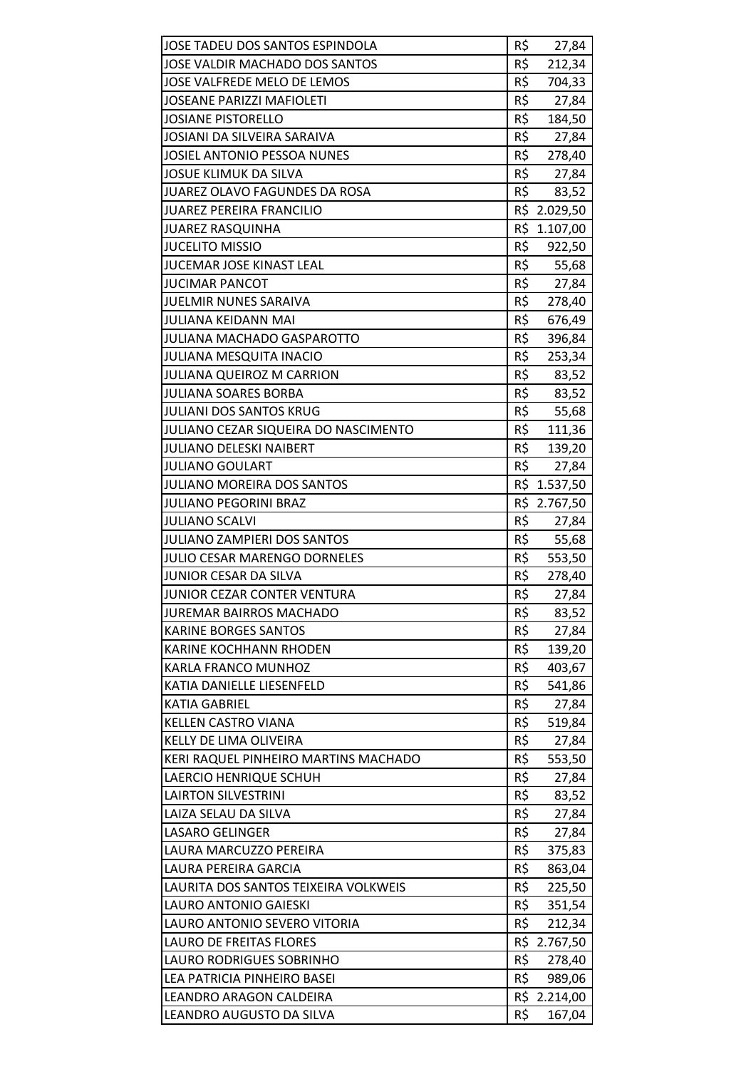| | |
|---|---|
| JOSE TADEU DOS SANTOS ESPINDOLA | R$ 27,84 |
| JOSE VALDIR MACHADO DOS SANTOS | R$ 212,34 |
| JOSE VALFREDE MELO DE LEMOS | R$ 704,33 |
| JOSEANE PARIZZI MAFIOLETI | R$ 27,84 |
| JOSIANE PISTORELLO | R$ 184,50 |
| JOSIANI DA SILVEIRA SARAIVA | R$ 27,84 |
| JOSIEL ANTONIO PESSOA NUNES | R$ 278,40 |
| JOSUE KLIMUK DA SILVA | R$ 27,84 |
| JUAREZ OLAVO FAGUNDES DA ROSA | R$ 83,52 |
| JUAREZ PEREIRA FRANCILIO | R$ 2.029,50 |
| JUAREZ RASQUINHA | R$ 1.107,00 |
| JUCELITO MISSIO | R$ 922,50 |
| JUCEMAR JOSE KINAST LEAL | R$ 55,68 |
| JUCIMAR PANCOT | R$ 27,84 |
| JUELMIR NUNES SARAIVA | R$ 278,40 |
| JULIANA KEIDANN MAI | R$ 676,49 |
| JULIANA MACHADO GASPAROTTO | R$ 396,84 |
| JULIANA MESQUITA INACIO | R$ 253,34 |
| JULIANA QUEIROZ M CARRION | R$ 83,52 |
| JULIANA SOARES BORBA | R$ 83,52 |
| JULIANI DOS SANTOS KRUG | R$ 55,68 |
| JULIANO CEZAR SIQUEIRA DO NASCIMENTO | R$ 111,36 |
| JULIANO DELESKI NAIBERT | R$ 139,20 |
| JULIANO GOULART | R$ 27,84 |
| JULIANO MOREIRA DOS SANTOS | R$ 1.537,50 |
| JULIANO PEGORINI BRAZ | R$ 2.767,50 |
| JULIANO SCALVI | R$ 27,84 |
| JULIANO ZAMPIERI DOS SANTOS | R$ 55,68 |
| JULIO CESAR MARENGO DORNELES | R$ 553,50 |
| JUNIOR CESAR DA SILVA | R$ 278,40 |
| JUNIOR CEZAR CONTER VENTURA | R$ 27,84 |
| JUREMAR BAIRROS MACHADO | R$ 83,52 |
| KARINE BORGES SANTOS | R$ 27,84 |
| KARINE KOCHHANN RHODEN | R$ 139,20 |
| KARLA FRANCO MUNHOZ | R$ 403,67 |
| KATIA DANIELLE LIESENFELD | R$ 541,86 |
| KATIA GABRIEL | R$ 27,84 |
| KELLEN CASTRO VIANA | R$ 519,84 |
| KELLY DE LIMA OLIVEIRA | R$ 27,84 |
| KERI RAQUEL PINHEIRO MARTINS MACHADO | R$ 553,50 |
| LAERCIO HENRIQUE SCHUH | R$ 27,84 |
| LAIRTON SILVESTRINI | R$ 83,52 |
| LAIZA SELAU DA SILVA | R$ 27,84 |
| LASARO GELINGER | R$ 27,84 |
| LAURA MARCUZZO PEREIRA | R$ 375,83 |
| LAURA PEREIRA GARCIA | R$ 863,04 |
| LAURITA DOS SANTOS TEIXEIRA VOLKWEIS | R$ 225,50 |
| LAURO ANTONIO GAIESKI | R$ 351,54 |
| LAURO ANTONIO SEVERO VITORIA | R$ 212,34 |
| LAURO DE FREITAS FLORES | R$ 2.767,50 |
| LAURO RODRIGUES SOBRINHO | R$ 278,40 |
| LEA PATRICIA PINHEIRO BASEI | R$ 989,06 |
| LEANDRO ARAGON CALDEIRA | R$ 2.214,00 |
| LEANDRO AUGUSTO DA SILVA | R$ 167,04 |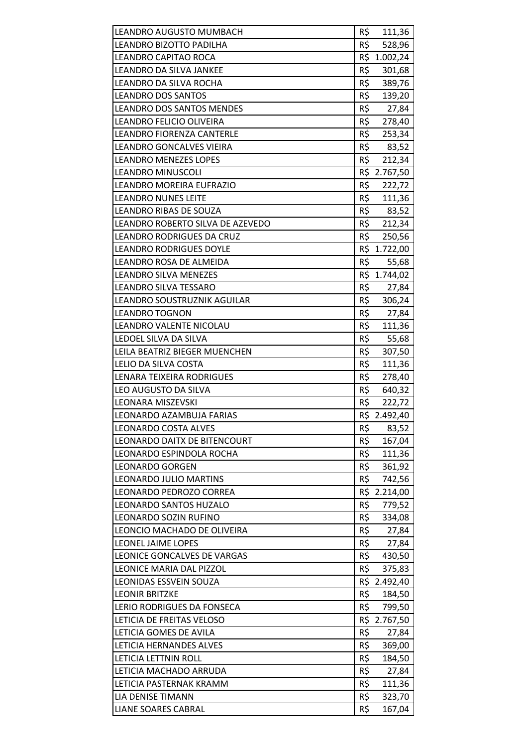| | |
|---|---|
| LEANDRO AUGUSTO MUMBACH | R$ 111,36 |
| LEANDRO BIZOTTO PADILHA | R$ 528,96 |
| LEANDRO CAPITAO ROCA | R$ 1.002,24 |
| LEANDRO DA SILVA JANKEE | R$ 301,68 |
| LEANDRO DA SILVA ROCHA | R$ 389,76 |
| LEANDRO DOS SANTOS | R$ 139,20 |
| LEANDRO DOS SANTOS MENDES | R$ 27,84 |
| LEANDRO FELICIO OLIVEIRA | R$ 278,40 |
| LEANDRO FIORENZA CANTERLE | R$ 253,34 |
| LEANDRO GONCALVES VIEIRA | R$ 83,52 |
| LEANDRO MENEZES LOPES | R$ 212,34 |
| LEANDRO MINUSCOLI | R$ 2.767,50 |
| LEANDRO MOREIRA EUFRAZIO | R$ 222,72 |
| LEANDRO NUNES LEITE | R$ 111,36 |
| LEANDRO RIBAS DE SOUZA | R$ 83,52 |
| LEANDRO ROBERTO SILVA DE AZEVEDO | R$ 212,34 |
| LEANDRO RODRIGUES DA CRUZ | R$ 250,56 |
| LEANDRO RODRIGUES DOYLE | R$ 1.722,00 |
| LEANDRO ROSA DE ALMEIDA | R$ 55,68 |
| LEANDRO SILVA MENEZES | R$ 1.744,02 |
| LEANDRO SILVA TESSARO | R$ 27,84 |
| LEANDRO SOUSTRUZNIK AGUILAR | R$ 306,24 |
| LEANDRO TOGNON | R$ 27,84 |
| LEANDRO VALENTE NICOLAU | R$ 111,36 |
| LEDOEL SILVA DA SILVA | R$ 55,68 |
| LEILA BEATRIZ BIEGER MUENCHEN | R$ 307,50 |
| LELIO DA SILVA COSTA | R$ 111,36 |
| LENARA TEIXEIRA RODRIGUES | R$ 278,40 |
| LEO AUGUSTO DA SILVA | R$ 640,32 |
| LEONARA MISZEVSKI | R$ 222,72 |
| LEONARDO AZAMBUJA FARIAS | R$ 2.492,40 |
| LEONARDO COSTA ALVES | R$ 83,52 |
| LEONARDO DAITX DE BITENCOURT | R$ 167,04 |
| LEONARDO ESPINDOLA ROCHA | R$ 111,36 |
| LEONARDO GORGEN | R$ 361,92 |
| LEONARDO JULIO MARTINS | R$ 742,56 |
| LEONARDO PEDROZO CORREA | R$ 2.214,00 |
| LEONARDO SANTOS HUZALO | R$ 779,52 |
| LEONARDO SOZIN RUFINO | R$ 334,08 |
| LEONCIO MACHADO DE OLIVEIRA | R$ 27,84 |
| LEONEL JAIME LOPES | R$ 27,84 |
| LEONICE GONCALVES DE VARGAS | R$ 430,50 |
| LEONICE MARIA DAL PIZZOL | R$ 375,83 |
| LEONIDAS ESSVEIN SOUZA | R$ 2.492,40 |
| LEONIR BRITZKE | R$ 184,50 |
| LERIO RODRIGUES DA FONSECA | R$ 799,50 |
| LETICIA DE FREITAS VELOSO | R$ 2.767,50 |
| LETICIA GOMES DE AVILA | R$ 27,84 |
| LETICIA HERNANDES ALVES | R$ 369,00 |
| LETICIA LETTNIN ROLL | R$ 184,50 |
| LETICIA MACHADO ARRUDA | R$ 27,84 |
| LETICIA PASTERNAK KRAMM | R$ 111,36 |
| LIA DENISE TIMANN | R$ 323,70 |
| LIANE SOARES CABRAL | R$ 167,04 |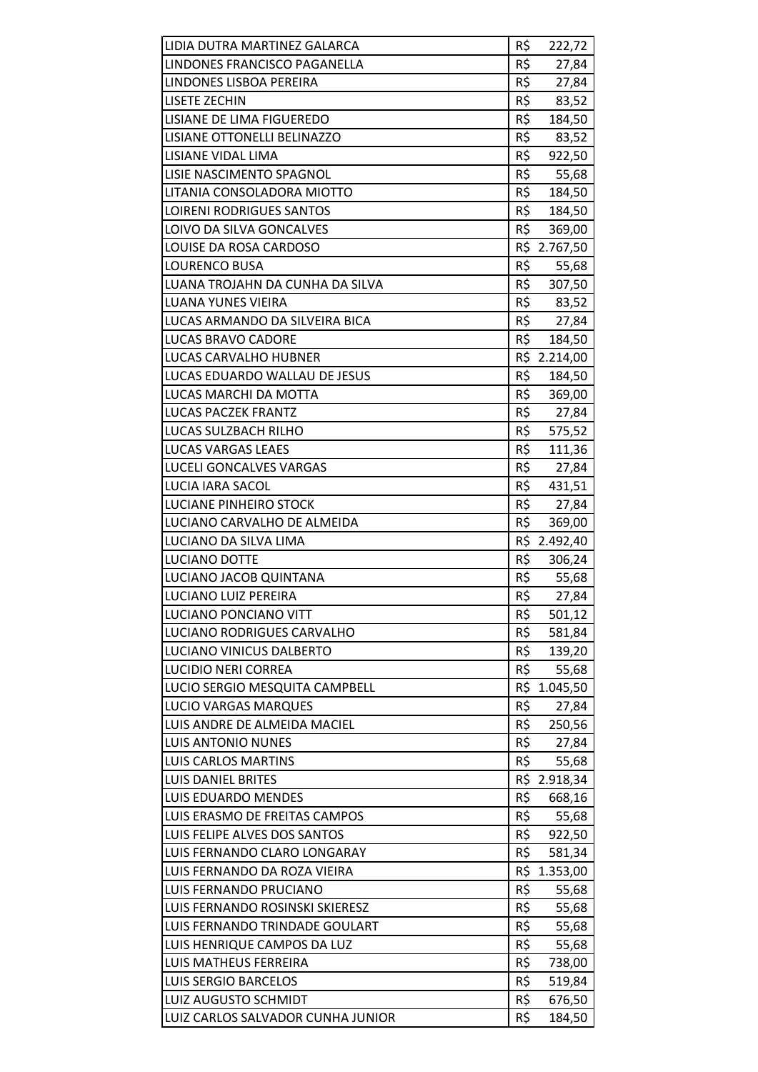| | |
|---|---|
| LIDIA DUTRA MARTINEZ GALARCA | R$ 222,72 |
| LINDONES FRANCISCO PAGANELLA | R$ 27,84 |
| LINDONES LISBOA PEREIRA | R$ 27,84 |
| LISETE ZECHIN | R$ 83,52 |
| LISIANE DE LIMA FIGUEREDO | R$ 184,50 |
| LISIANE OTTONELLI BELINAZZO | R$ 83,52 |
| LISIANE VIDAL LIMA | R$ 922,50 |
| LISIE NASCIMENTO SPAGNOL | R$ 55,68 |
| LITANIA CONSOLADORA MIOTTO | R$ 184,50 |
| LOIRENI RODRIGUES SANTOS | R$ 184,50 |
| LOIVO DA SILVA GONCALVES | R$ 369,00 |
| LOUISE DA ROSA CARDOSO | R$ 2.767,50 |
| LOURENCO BUSA | R$ 55,68 |
| LUANA TROJAHN DA CUNHA DA SILVA | R$ 307,50 |
| LUANA YUNES VIEIRA | R$ 83,52 |
| LUCAS ARMANDO DA SILVEIRA BICA | R$ 27,84 |
| LUCAS BRAVO CADORE | R$ 184,50 |
| LUCAS CARVALHO HUBNER | R$ 2.214,00 |
| LUCAS EDUARDO WALLAU DE JESUS | R$ 184,50 |
| LUCAS MARCHI DA MOTTA | R$ 369,00 |
| LUCAS PACZEK FRANTZ | R$ 27,84 |
| LUCAS SULZBACH RILHO | R$ 575,52 |
| LUCAS VARGAS LEAES | R$ 111,36 |
| LUCELI GONCALVES VARGAS | R$ 27,84 |
| LUCIA IARA SACOL | R$ 431,51 |
| LUCIANE PINHEIRO STOCK | R$ 27,84 |
| LUCIANO CARVALHO DE ALMEIDA | R$ 369,00 |
| LUCIANO DA SILVA LIMA | R$ 2.492,40 |
| LUCIANO DOTTE | R$ 306,24 |
| LUCIANO JACOB QUINTANA | R$ 55,68 |
| LUCIANO LUIZ PEREIRA | R$ 27,84 |
| LUCIANO PONCIANO VITT | R$ 501,12 |
| LUCIANO RODRIGUES CARVALHO | R$ 581,84 |
| LUCIANO VINICUS DALBERTO | R$ 139,20 |
| LUCIDIO NERI CORREA | R$ 55,68 |
| LUCIO SERGIO MESQUITA CAMPBELL | R$ 1.045,50 |
| LUCIO VARGAS MARQUES | R$ 27,84 |
| LUIS ANDRE DE ALMEIDA MACIEL | R$ 250,56 |
| LUIS ANTONIO NUNES | R$ 27,84 |
| LUIS CARLOS MARTINS | R$ 55,68 |
| LUIS DANIEL BRITES | R$ 2.918,34 |
| LUIS EDUARDO MENDES | R$ 668,16 |
| LUIS ERASMO DE FREITAS CAMPOS | R$ 55,68 |
| LUIS FELIPE ALVES DOS SANTOS | R$ 922,50 |
| LUIS FERNANDO CLARO LONGARAY | R$ 581,34 |
| LUIS FERNANDO DA ROZA VIEIRA | R$ 1.353,00 |
| LUIS FERNANDO PRUCIANO | R$ 55,68 |
| LUIS FERNANDO ROSINSKI SKIERESZ | R$ 55,68 |
| LUIS FERNANDO TRINDADE GOULART | R$ 55,68 |
| LUIS HENRIQUE CAMPOS DA LUZ | R$ 55,68 |
| LUIS MATHEUS FERREIRA | R$ 738,00 |
| LUIS SERGIO BARCELOS | R$ 519,84 |
| LUIZ AUGUSTO SCHMIDT | R$ 676,50 |
| LUIZ CARLOS SALVADOR CUNHA JUNIOR | R$ 184,50 |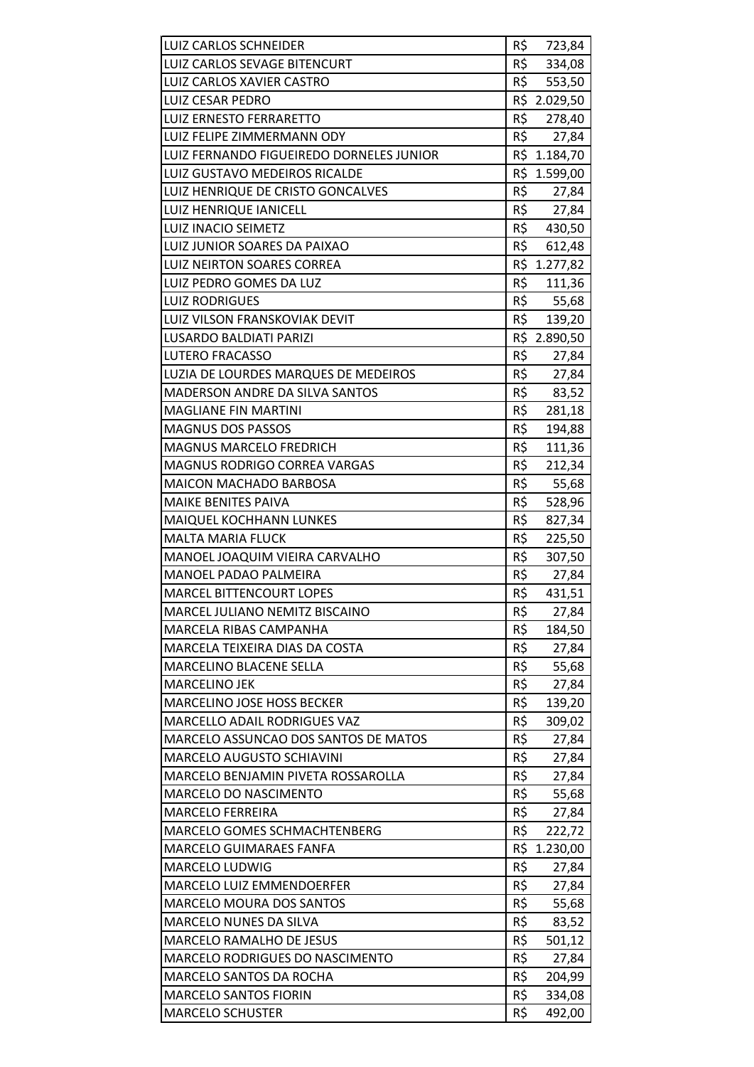| | | |
|---|---|---|
| LUIZ CARLOS SCHNEIDER | R$ | 723,84 |
| LUIZ CARLOS SEVAGE BITENCURT | R$ | 334,08 |
| LUIZ CARLOS XAVIER CASTRO | R$ | 553,50 |
| LUIZ CESAR PEDRO | R$ | 2.029,50 |
| LUIZ ERNESTO FERRARETTO | R$ | 278,40 |
| LUIZ FELIPE ZIMMERMANN ODY | R$ | 27,84 |
| LUIZ FERNANDO FIGUEIREDO DORNELES JUNIOR | R$ | 1.184,70 |
| LUIZ GUSTAVO MEDEIROS RICALDE | R$ | 1.599,00 |
| LUIZ HENRIQUE DE CRISTO GONCALVES | R$ | 27,84 |
| LUIZ HENRIQUE IANICELL | R$ | 27,84 |
| LUIZ INACIO SEIMETZ | R$ | 430,50 |
| LUIZ JUNIOR SOARES DA PAIXAO | R$ | 612,48 |
| LUIZ NEIRTON SOARES CORREA | R$ | 1.277,82 |
| LUIZ PEDRO GOMES DA LUZ | R$ | 111,36 |
| LUIZ RODRIGUES | R$ | 55,68 |
| LUIZ VILSON FRANSKOVIAK DEVIT | R$ | 139,20 |
| LUSARDO BALDIATI PARIZI | R$ | 2.890,50 |
| LUTERO FRACASSO | R$ | 27,84 |
| LUZIA DE LOURDES MARQUES DE MEDEIROS | R$ | 27,84 |
| MADERSON ANDRE DA SILVA SANTOS | R$ | 83,52 |
| MAGLIANE FIN MARTINI | R$ | 281,18 |
| MAGNUS DOS PASSOS | R$ | 194,88 |
| MAGNUS MARCELO FREDRICH | R$ | 111,36 |
| MAGNUS RODRIGO CORREA VARGAS | R$ | 212,34 |
| MAICON MACHADO BARBOSA | R$ | 55,68 |
| MAIKE BENITES PAIVA | R$ | 528,96 |
| MAIQUEL KOCHHANN LUNKES | R$ | 827,34 |
| MALTA MARIA FLUCK | R$ | 225,50 |
| MANOEL JOAQUIM VIEIRA CARVALHO | R$ | 307,50 |
| MANOEL PADAO PALMEIRA | R$ | 27,84 |
| MARCEL BITTENCOURT LOPES | R$ | 431,51 |
| MARCEL JULIANO NEMITZ BISCAINO | R$ | 27,84 |
| MARCELA RIBAS CAMPANHA | R$ | 184,50 |
| MARCELA TEIXEIRA DIAS DA COSTA | R$ | 27,84 |
| MARCELINO BLACENE SELLA | R$ | 55,68 |
| MARCELINO JEK | R$ | 27,84 |
| MARCELINO JOSE HOSS BECKER | R$ | 139,20 |
| MARCELLO ADAIL RODRIGUES VAZ | R$ | 309,02 |
| MARCELO ASSUNCAO DOS SANTOS DE MATOS | R$ | 27,84 |
| MARCELO AUGUSTO SCHIAVINI | R$ | 27,84 |
| MARCELO BENJAMIN PIVETA ROSSAROLLA | R$ | 27,84 |
| MARCELO DO NASCIMENTO | R$ | 55,68 |
| MARCELO FERREIRA | R$ | 27,84 |
| MARCELO GOMES SCHMACHTENBERG | R$ | 222,72 |
| MARCELO GUIMARAES FANFA | R$ | 1.230,00 |
| MARCELO LUDWIG | R$ | 27,84 |
| MARCELO LUIZ EMMENDOERFER | R$ | 27,84 |
| MARCELO MOURA DOS SANTOS | R$ | 55,68 |
| MARCELO NUNES DA SILVA | R$ | 83,52 |
| MARCELO RAMALHO DE JESUS | R$ | 501,12 |
| MARCELO RODRIGUES DO NASCIMENTO | R$ | 27,84 |
| MARCELO SANTOS DA ROCHA | R$ | 204,99 |
| MARCELO SANTOS FIORIN | R$ | 334,08 |
| MARCELO SCHUSTER | R$ | 492,00 |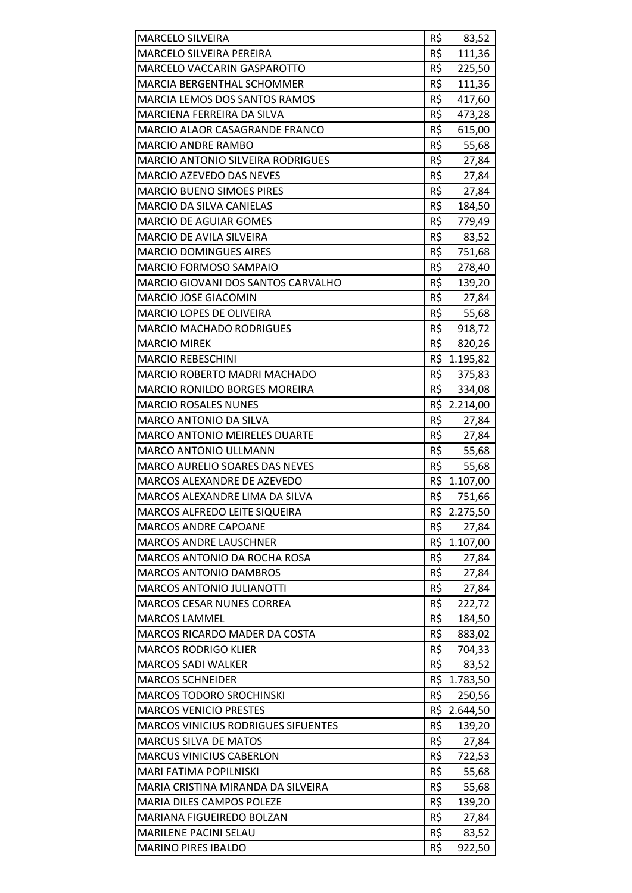| | |
|---|---|
| MARCELO SILVEIRA | R$ 83,52 |
| MARCELO SILVEIRA PEREIRA | R$ 111,36 |
| MARCELO VACCARIN GASPAROTTO | R$ 225,50 |
| MARCIA BERGENTHAL SCHOMMER | R$ 111,36 |
| MARCIA LEMOS DOS SANTOS RAMOS | R$ 417,60 |
| MARCIENA FERREIRA DA SILVA | R$ 473,28 |
| MARCIO ALAOR CASAGRANDE FRANCO | R$ 615,00 |
| MARCIO ANDRE RAMBO | R$ 55,68 |
| MARCIO ANTONIO SILVEIRA RODRIGUES | R$ 27,84 |
| MARCIO AZEVEDO DAS NEVES | R$ 27,84 |
| MARCIO BUENO SIMOES PIRES | R$ 27,84 |
| MARCIO DA SILVA CANIELAS | R$ 184,50 |
| MARCIO DE AGUIAR GOMES | R$ 779,49 |
| MARCIO DE AVILA SILVEIRA | R$ 83,52 |
| MARCIO DOMINGUES AIRES | R$ 751,68 |
| MARCIO FORMOSO SAMPAIO | R$ 278,40 |
| MARCIO GIOVANI DOS SANTOS CARVALHO | R$ 139,20 |
| MARCIO JOSE GIACOMIN | R$ 27,84 |
| MARCIO LOPES DE OLIVEIRA | R$ 55,68 |
| MARCIO MACHADO RODRIGUES | R$ 918,72 |
| MARCIO MIREK | R$ 820,26 |
| MARCIO REBESCHINI | R$ 1.195,82 |
| MARCIO ROBERTO MADRI MACHADO | R$ 375,83 |
| MARCIO RONILDO BORGES MOREIRA | R$ 334,08 |
| MARCIO ROSALES NUNES | R$ 2.214,00 |
| MARCO ANTONIO DA SILVA | R$ 27,84 |
| MARCO ANTONIO MEIRELES DUARTE | R$ 27,84 |
| MARCO ANTONIO ULLMANN | R$ 55,68 |
| MARCO AURELIO SOARES DAS NEVES | R$ 55,68 |
| MARCOS ALEXANDRE DE AZEVEDO | R$ 1.107,00 |
| MARCOS ALEXANDRE LIMA DA SILVA | R$ 751,66 |
| MARCOS ALFREDO LEITE SIQUEIRA | R$ 2.275,50 |
| MARCOS ANDRE CAPOANE | R$ 27,84 |
| MARCOS ANDRE LAUSCHNER | R$ 1.107,00 |
| MARCOS ANTONIO DA ROCHA ROSA | R$ 27,84 |
| MARCOS ANTONIO DAMBROS | R$ 27,84 |
| MARCOS ANTONIO JULIANOTTI | R$ 27,84 |
| MARCOS CESAR NUNES CORREA | R$ 222,72 |
| MARCOS LAMMEL | R$ 184,50 |
| MARCOS RICARDO MADER DA COSTA | R$ 883,02 |
| MARCOS RODRIGO KLIER | R$ 704,33 |
| MARCOS SADI WALKER | R$ 83,52 |
| MARCOS SCHNEIDER | R$ 1.783,50 |
| MARCOS TODORO SROCHINSKI | R$ 250,56 |
| MARCOS VENICIO PRESTES | R$ 2.644,50 |
| MARCOS VINICIUS RODRIGUES SIFUENTES | R$ 139,20 |
| MARCUS SILVA DE MATOS | R$ 27,84 |
| MARCUS VINICIUS CABERLON | R$ 722,53 |
| MARI FATIMA POPILNISKI | R$ 55,68 |
| MARIA CRISTINA MIRANDA DA SILVEIRA | R$ 55,68 |
| MARIA DILES CAMPOS POLEZE | R$ 139,20 |
| MARIANA FIGUEIREDO BOLZAN | R$ 27,84 |
| MARILENE PACINI SELAU | R$ 83,52 |
| MARINO PIRES IBALDO | R$ 922,50 |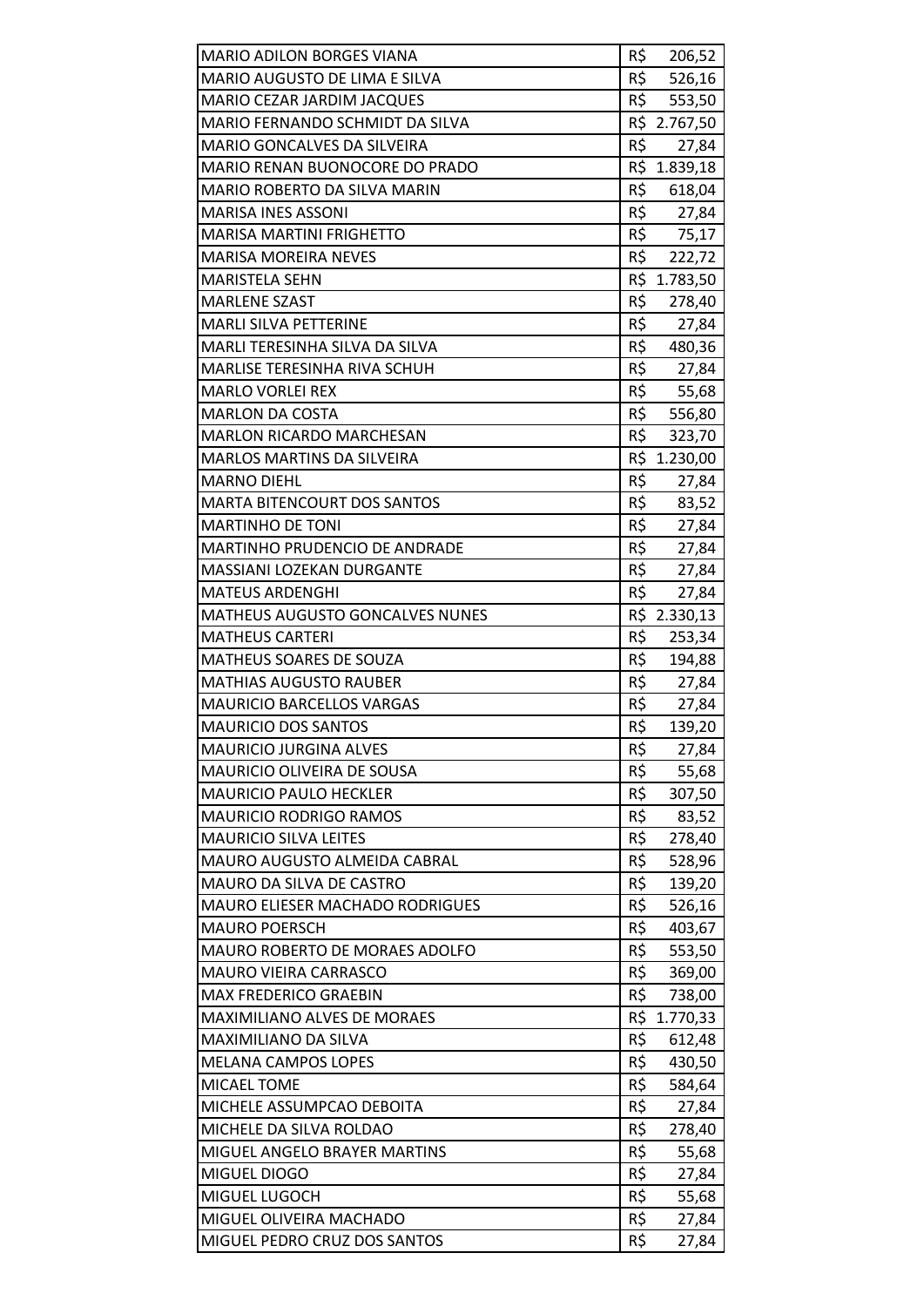| | |
|---|---|
| MARIO ADILON BORGES VIANA | R$ 206,52 |
| MARIO AUGUSTO DE LIMA E SILVA | R$ 526,16 |
| MARIO CEZAR JARDIM JACQUES | R$ 553,50 |
| MARIO FERNANDO SCHMIDT DA SILVA | R$ 2.767,50 |
| MARIO GONCALVES DA SILVEIRA | R$ 27,84 |
| MARIO RENAN BUONOCORE DO PRADO | R$ 1.839,18 |
| MARIO ROBERTO DA SILVA MARIN | R$ 618,04 |
| MARISA INES ASSONI | R$ 27,84 |
| MARISA MARTINI FRIGHETTO | R$ 75,17 |
| MARISA MOREIRA NEVES | R$ 222,72 |
| MARISTELA SEHN | R$ 1.783,50 |
| MARLENE SZAST | R$ 278,40 |
| MARLI SILVA PETTERINE | R$ 27,84 |
| MARLI TERESINHA SILVA DA SILVA | R$ 480,36 |
| MARLISE TERESINHA RIVA SCHUH | R$ 27,84 |
| MARLO VORLEI REX | R$ 55,68 |
| MARLON DA COSTA | R$ 556,80 |
| MARLON RICARDO MARCHESAN | R$ 323,70 |
| MARLOS MARTINS DA SILVEIRA | R$ 1.230,00 |
| MARNO DIEHL | R$ 27,84 |
| MARTA BITENCOURT DOS SANTOS | R$ 83,52 |
| MARTINHO DE TONI | R$ 27,84 |
| MARTINHO PRUDENCIO DE ANDRADE | R$ 27,84 |
| MASSIANI LOZEKAN DURGANTE | R$ 27,84 |
| MATEUS ARDENGHI | R$ 27,84 |
| MATHEUS AUGUSTO GONCALVES NUNES | R$ 2.330,13 |
| MATHEUS CARTERI | R$ 253,34 |
| MATHEUS SOARES DE SOUZA | R$ 194,88 |
| MATHIAS AUGUSTO RAUBER | R$ 27,84 |
| MAURICIO BARCELLOS VARGAS | R$ 27,84 |
| MAURICIO DOS SANTOS | R$ 139,20 |
| MAURICIO JURGINA ALVES | R$ 27,84 |
| MAURICIO OLIVEIRA DE SOUSA | R$ 55,68 |
| MAURICIO PAULO HECKLER | R$ 307,50 |
| MAURICIO RODRIGO RAMOS | R$ 83,52 |
| MAURICIO SILVA LEITES | R$ 278,40 |
| MAURO AUGUSTO ALMEIDA CABRAL | R$ 528,96 |
| MAURO DA SILVA DE CASTRO | R$ 139,20 |
| MAURO ELIESER MACHADO RODRIGUES | R$ 526,16 |
| MAURO POERSCH | R$ 403,67 |
| MAURO ROBERTO DE MORAES ADOLFO | R$ 553,50 |
| MAURO VIEIRA CARRASCO | R$ 369,00 |
| MAX FREDERICO GRAEBIN | R$ 738,00 |
| MAXIMILIANO ALVES DE MORAES | R$ 1.770,33 |
| MAXIMILIANO DA SILVA | R$ 612,48 |
| MELANA CAMPOS LOPES | R$ 430,50 |
| MICAEL TOME | R$ 584,64 |
| MICHELE ASSUMPCAO DEBOITA | R$ 27,84 |
| MICHELE DA SILVA ROLDAO | R$ 278,40 |
| MIGUEL ANGELO BRAYER MARTINS | R$ 55,68 |
| MIGUEL DIOGO | R$ 27,84 |
| MIGUEL LUGOCH | R$ 55,68 |
| MIGUEL OLIVEIRA MACHADO | R$ 27,84 |
| MIGUEL PEDRO CRUZ DOS SANTOS | R$ 27,84 |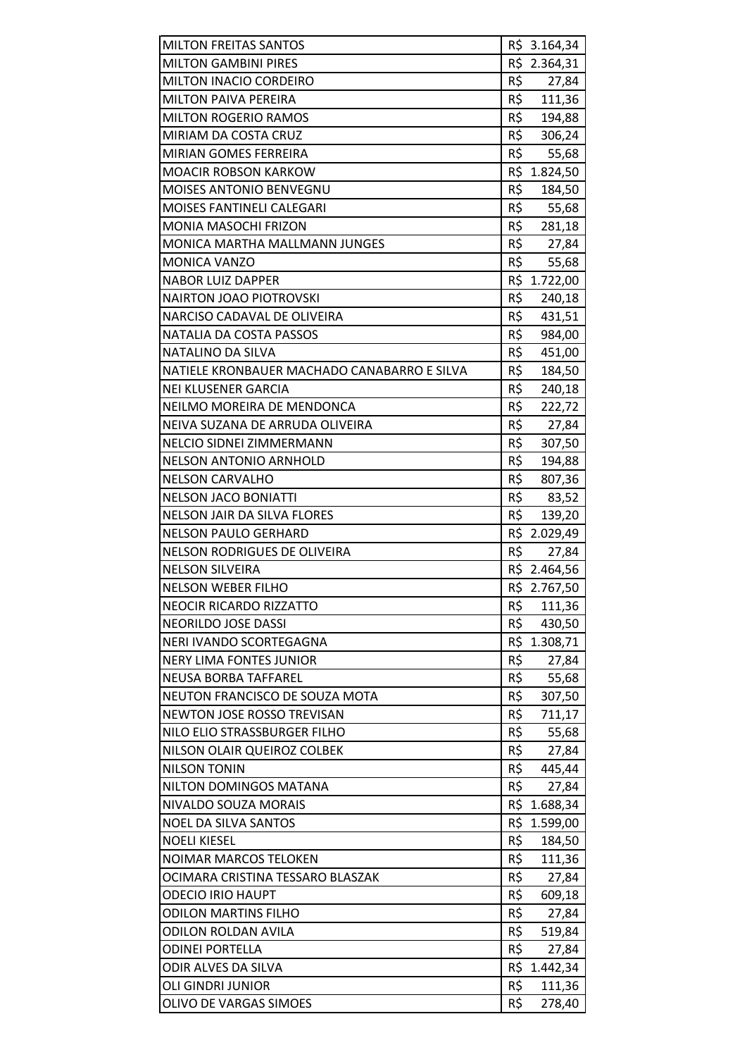| | |
|---|---|
| MILTON FREITAS SANTOS | R$ 3.164,34 |
| MILTON GAMBINI PIRES | R$ 2.364,31 |
| MILTON INACIO CORDEIRO | R$ 27,84 |
| MILTON PAIVA PEREIRA | R$ 111,36 |
| MILTON ROGERIO RAMOS | R$ 194,88 |
| MIRIAM DA COSTA CRUZ | R$ 306,24 |
| MIRIAN GOMES FERREIRA | R$ 55,68 |
| MOACIR ROBSON KARKOW | R$ 1.824,50 |
| MOISES ANTONIO BENVEGNU | R$ 184,50 |
| MOISES FANTINELI CALEGARI | R$ 55,68 |
| MONIA MASOCHI FRIZON | R$ 281,18 |
| MONICA MARTHA MALLMANN JUNGES | R$ 27,84 |
| MONICA VANZO | R$ 55,68 |
| NABOR LUIZ DAPPER | R$ 1.722,00 |
| NAIRTON JOAO PIOTROVSKI | R$ 240,18 |
| NARCISO CADAVAL DE OLIVEIRA | R$ 431,51 |
| NATALIA DA COSTA PASSOS | R$ 984,00 |
| NATALINO DA SILVA | R$ 451,00 |
| NATIELE KRONBAUER MACHADO CANABARRO E SILVA | R$ 184,50 |
| NEI KLUSENER GARCIA | R$ 240,18 |
| NEILMO MOREIRA DE MENDONCA | R$ 222,72 |
| NEIVA SUZANA DE ARRUDA OLIVEIRA | R$ 27,84 |
| NELCIO SIDNEI ZIMMERMANN | R$ 307,50 |
| NELSON ANTONIO ARNHOLD | R$ 194,88 |
| NELSON CARVALHO | R$ 807,36 |
| NELSON JACO BONIATTI | R$ 83,52 |
| NELSON JAIR DA SILVA FLORES | R$ 139,20 |
| NELSON PAULO GERHARD | R$ 2.029,49 |
| NELSON RODRIGUES DE OLIVEIRA | R$ 27,84 |
| NELSON SILVEIRA | R$ 2.464,56 |
| NELSON WEBER FILHO | R$ 2.767,50 |
| NEOCIR RICARDO RIZZATTO | R$ 111,36 |
| NEORILDO JOSE DASSI | R$ 430,50 |
| NERI IVANDO SCORTEGAGNA | R$ 1.308,71 |
| NERY LIMA FONTES JUNIOR | R$ 27,84 |
| NEUSA BORBA TAFFAREL | R$ 55,68 |
| NEUTON FRANCISCO DE SOUZA MOTA | R$ 307,50 |
| NEWTON JOSE ROSSO TREVISAN | R$ 711,17 |
| NILO ELIO STRASSBURGER FILHO | R$ 55,68 |
| NILSON OLAIR QUEIROZ COLBEK | R$ 27,84 |
| NILSON TONIN | R$ 445,44 |
| NILTON DOMINGOS MATANA | R$ 27,84 |
| NIVALDO SOUZA MORAIS | R$ 1.688,34 |
| NOEL DA SILVA SANTOS | R$ 1.599,00 |
| NOELI KIESEL | R$ 184,50 |
| NOIMAR MARCOS TELOKEN | R$ 111,36 |
| OCIMARA CRISTINA TESSARO BLASZAK | R$ 27,84 |
| ODECIO IRIO HAUPT | R$ 609,18 |
| ODILON MARTINS FILHO | R$ 27,84 |
| ODILON ROLDAN AVILA | R$ 519,84 |
| ODINEI PORTELLA | R$ 27,84 |
| ODIR ALVES DA SILVA | R$ 1.442,34 |
| OLI GINDRI JUNIOR | R$ 111,36 |
| OLIVO DE VARGAS SIMOES | R$ 278,40 |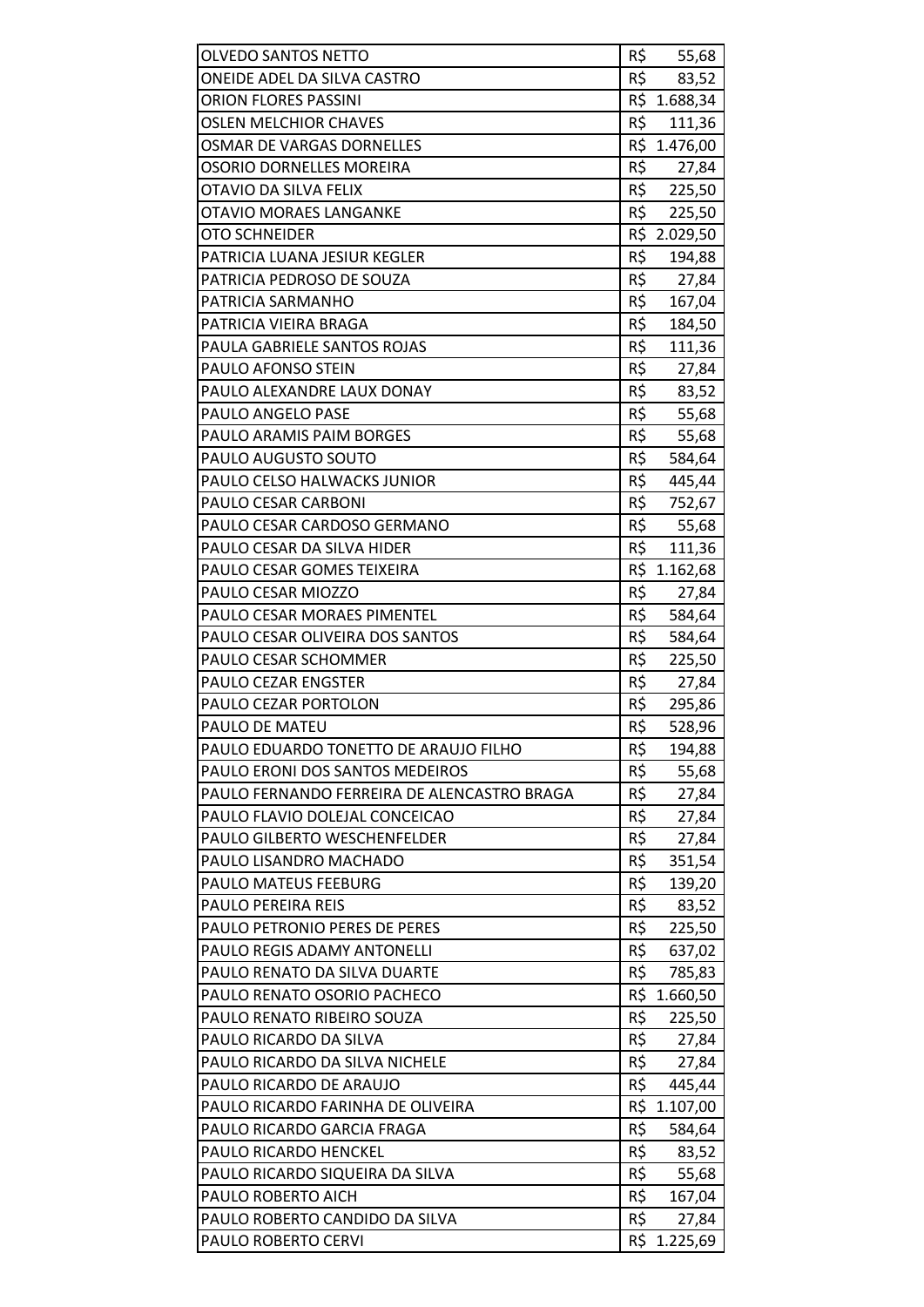| | |
|---|---|
| OLVEDO SANTOS NETTO | R$ 55,68 |
| ONEIDE ADEL DA SILVA CASTRO | R$ 83,52 |
| ORION FLORES PASSINI | R$ 1.688,34 |
| OSLEN MELCHIOR CHAVES | R$ 111,36 |
| OSMAR DE VARGAS DORNELLES | R$ 1.476,00 |
| OSORIO DORNELLES MOREIRA | R$ 27,84 |
| OTAVIO DA SILVA FELIX | R$ 225,50 |
| OTAVIO MORAES LANGANKE | R$ 225,50 |
| OTO SCHNEIDER | R$ 2.029,50 |
| PATRICIA LUANA JESIUR KEGLER | R$ 194,88 |
| PATRICIA PEDROSO DE SOUZA | R$ 27,84 |
| PATRICIA SARMANHO | R$ 167,04 |
| PATRICIA VIEIRA BRAGA | R$ 184,50 |
| PAULA GABRIELE SANTOS ROJAS | R$ 111,36 |
| PAULO AFONSO STEIN | R$ 27,84 |
| PAULO ALEXANDRE LAUX DONAY | R$ 83,52 |
| PAULO ANGELO PASE | R$ 55,68 |
| PAULO ARAMIS PAIM BORGES | R$ 55,68 |
| PAULO AUGUSTO SOUTO | R$ 584,64 |
| PAULO CELSO HALWACKS JUNIOR | R$ 445,44 |
| PAULO CESAR CARBONI | R$ 752,67 |
| PAULO CESAR CARDOSO GERMANO | R$ 55,68 |
| PAULO CESAR DA SILVA HIDER | R$ 111,36 |
| PAULO CESAR GOMES TEIXEIRA | R$ 1.162,68 |
| PAULO CESAR MIOZZO | R$ 27,84 |
| PAULO CESAR MORAES PIMENTEL | R$ 584,64 |
| PAULO CESAR OLIVEIRA DOS SANTOS | R$ 584,64 |
| PAULO CESAR SCHOMMER | R$ 225,50 |
| PAULO CEZAR ENGSTER | R$ 27,84 |
| PAULO CEZAR PORTOLON | R$ 295,86 |
| PAULO DE MATEU | R$ 528,96 |
| PAULO EDUARDO TONETTO DE ARAUJO FILHO | R$ 194,88 |
| PAULO ERONI DOS SANTOS MEDEIROS | R$ 55,68 |
| PAULO FERNANDO FERREIRA DE ALENCASTRO BRAGA | R$ 27,84 |
| PAULO FLAVIO DOLEJAL CONCEICAO | R$ 27,84 |
| PAULO GILBERTO WESCHENFELDER | R$ 27,84 |
| PAULO LISANDRO MACHADO | R$ 351,54 |
| PAULO MATEUS FEEBURG | R$ 139,20 |
| PAULO PEREIRA REIS | R$ 83,52 |
| PAULO PETRONIO PERES DE PERES | R$ 225,50 |
| PAULO REGIS ADAMY ANTONELLI | R$ 637,02 |
| PAULO RENATO DA SILVA DUARTE | R$ 785,83 |
| PAULO RENATO OSORIO PACHECO | R$ 1.660,50 |
| PAULO RENATO RIBEIRO SOUZA | R$ 225,50 |
| PAULO RICARDO DA SILVA | R$ 27,84 |
| PAULO RICARDO DA SILVA NICHELE | R$ 27,84 |
| PAULO RICARDO DE ARAUJO | R$ 445,44 |
| PAULO RICARDO FARINHA DE OLIVEIRA | R$ 1.107,00 |
| PAULO RICARDO GARCIA FRAGA | R$ 584,64 |
| PAULO RICARDO HENCKEL | R$ 83,52 |
| PAULO RICARDO SIQUEIRA DA SILVA | R$ 55,68 |
| PAULO ROBERTO AICH | R$ 167,04 |
| PAULO ROBERTO CANDIDO DA SILVA | R$ 27,84 |
| PAULO ROBERTO CERVI | R$ 1.225,69 |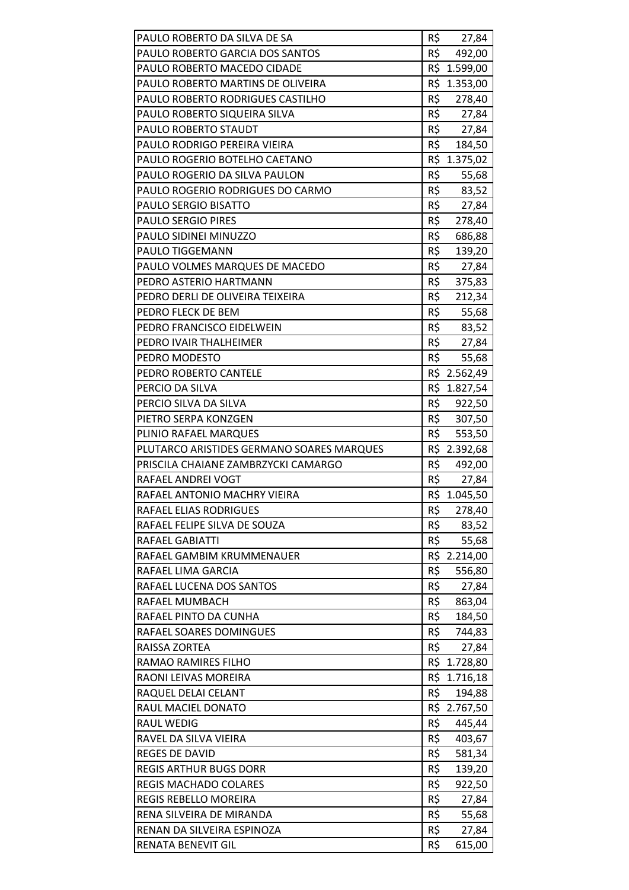| | |
|---|---|
| PAULO ROBERTO DA SILVA DE SA | R$ 27,84 |
| PAULO ROBERTO GARCIA DOS SANTOS | R$ 492,00 |
| PAULO ROBERTO MACEDO CIDADE | R$ 1.599,00 |
| PAULO ROBERTO MARTINS DE OLIVEIRA | R$ 1.353,00 |
| PAULO ROBERTO RODRIGUES CASTILHO | R$ 278,40 |
| PAULO ROBERTO SIQUEIRA SILVA | R$ 27,84 |
| PAULO ROBERTO STAUDT | R$ 27,84 |
| PAULO RODRIGO PEREIRA VIEIRA | R$ 184,50 |
| PAULO ROGERIO BOTELHO CAETANO | R$ 1.375,02 |
| PAULO ROGERIO DA SILVA PAULON | R$ 55,68 |
| PAULO ROGERIO RODRIGUES DO CARMO | R$ 83,52 |
| PAULO SERGIO BISATTO | R$ 27,84 |
| PAULO SERGIO PIRES | R$ 278,40 |
| PAULO SIDINEI MINUZZO | R$ 686,88 |
| PAULO TIGGEMANN | R$ 139,20 |
| PAULO VOLMES MARQUES DE MACEDO | R$ 27,84 |
| PEDRO ASTERIO HARTMANN | R$ 375,83 |
| PEDRO DERLI DE OLIVEIRA TEIXEIRA | R$ 212,34 |
| PEDRO FLECK DE BEM | R$ 55,68 |
| PEDRO FRANCISCO EIDELWEIN | R$ 83,52 |
| PEDRO IVAIR THALHEIMER | R$ 27,84 |
| PEDRO MODESTO | R$ 55,68 |
| PEDRO ROBERTO CANTELE | R$ 2.562,49 |
| PERCIO DA SILVA | R$ 1.827,54 |
| PERCIO SILVA DA SILVA | R$ 922,50 |
| PIETRO SERPA KONZGEN | R$ 307,50 |
| PLINIO RAFAEL MARQUES | R$ 553,50 |
| PLUTARCO ARISTIDES GERMANO SOARES MARQUES | R$ 2.392,68 |
| PRISCILA CHAIANE ZAMBRZYCKI CAMARGO | R$ 492,00 |
| RAFAEL ANDREI VOGT | R$ 27,84 |
| RAFAEL ANTONIO MACHRY VIEIRA | R$ 1.045,50 |
| RAFAEL ELIAS RODRIGUES | R$ 278,40 |
| RAFAEL FELIPE SILVA DE SOUZA | R$ 83,52 |
| RAFAEL GABIATTI | R$ 55,68 |
| RAFAEL GAMBIM KRUMMENAUER | R$ 2.214,00 |
| RAFAEL LIMA GARCIA | R$ 556,80 |
| RAFAEL LUCENA DOS SANTOS | R$ 27,84 |
| RAFAEL MUMBACH | R$ 863,04 |
| RAFAEL PINTO DA CUNHA | R$ 184,50 |
| RAFAEL SOARES DOMINGUES | R$ 744,83 |
| RAISSA ZORTEA | R$ 27,84 |
| RAMAO RAMIRES FILHO | R$ 1.728,80 |
| RAONI LEIVAS MOREIRA | R$ 1.716,18 |
| RAQUEL DELAI CELANT | R$ 194,88 |
| RAUL MACIEL DONATO | R$ 2.767,50 |
| RAUL WEDIG | R$ 445,44 |
| RAVEL DA SILVA VIEIRA | R$ 403,67 |
| REGES DE DAVID | R$ 581,34 |
| REGIS ARTHUR BUGS DORR | R$ 139,20 |
| REGIS MACHADO COLARES | R$ 922,50 |
| REGIS REBELLO MOREIRA | R$ 27,84 |
| RENA SILVEIRA DE MIRANDA | R$ 55,68 |
| RENAN DA SILVEIRA ESPINOZA | R$ 27,84 |
| RENATA BENEVIT GIL | R$ 615,00 |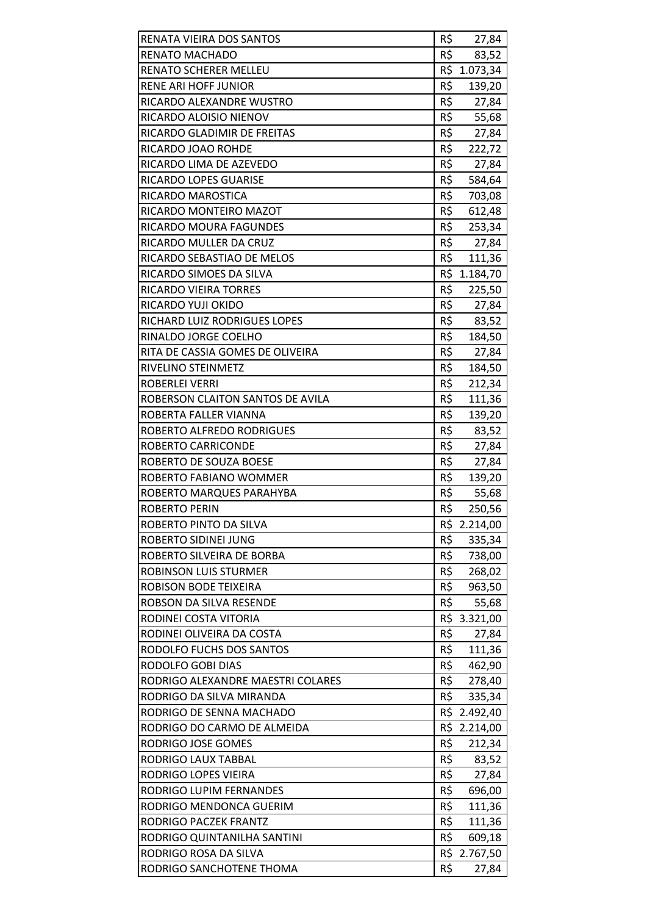| | |
|---|---|
| RENATA VIEIRA DOS SANTOS | R$ 27,84 |
| RENATO MACHADO | R$ 83,52 |
| RENATO SCHERER MELLEU | R$ 1.073,34 |
| RENE ARI HOFF JUNIOR | R$ 139,20 |
| RICARDO ALEXANDRE WUSTRO | R$ 27,84 |
| RICARDO ALOISIO NIENOV | R$ 55,68 |
| RICARDO GLADIMIR DE FREITAS | R$ 27,84 |
| RICARDO JOAO ROHDE | R$ 222,72 |
| RICARDO LIMA DE AZEVEDO | R$ 27,84 |
| RICARDO LOPES GUARISE | R$ 584,64 |
| RICARDO MAROSTICA | R$ 703,08 |
| RICARDO MONTEIRO MAZOT | R$ 612,48 |
| RICARDO MOURA FAGUNDES | R$ 253,34 |
| RICARDO MULLER DA CRUZ | R$ 27,84 |
| RICARDO SEBASTIAO DE MELOS | R$ 111,36 |
| RICARDO SIMOES DA SILVA | R$ 1.184,70 |
| RICARDO VIEIRA TORRES | R$ 225,50 |
| RICARDO YUJI OKIDO | R$ 27,84 |
| RICHARD LUIZ RODRIGUES LOPES | R$ 83,52 |
| RINALDO JORGE COELHO | R$ 184,50 |
| RITA DE CASSIA GOMES DE OLIVEIRA | R$ 27,84 |
| RIVELINO STEINMETZ | R$ 184,50 |
| ROBERLEI VERRI | R$ 212,34 |
| ROBERSON CLAITON SANTOS DE AVILA | R$ 111,36 |
| ROBERTA FALLER VIANNA | R$ 139,20 |
| ROBERTO ALFREDO RODRIGUES | R$ 83,52 |
| ROBERTO CARRICONDE | R$ 27,84 |
| ROBERTO DE SOUZA BOESE | R$ 27,84 |
| ROBERTO FABIANO WOMMER | R$ 139,20 |
| ROBERTO MARQUES PARAHYBA | R$ 55,68 |
| ROBERTO PERIN | R$ 250,56 |
| ROBERTO PINTO DA SILVA | R$ 2.214,00 |
| ROBERTO SIDINEI JUNG | R$ 335,34 |
| ROBERTO SILVEIRA DE BORBA | R$ 738,00 |
| ROBINSON LUIS STURMER | R$ 268,02 |
| ROBISON BODE TEIXEIRA | R$ 963,50 |
| ROBSON DA SILVA RESENDE | R$ 55,68 |
| RODINEI COSTA VITORIA | R$ 3.321,00 |
| RODINEI OLIVEIRA DA COSTA | R$ 27,84 |
| RODOLFO FUCHS DOS SANTOS | R$ 111,36 |
| RODOLFO GOBI DIAS | R$ 462,90 |
| RODRIGO ALEXANDRE MAESTRI COLARES | R$ 278,40 |
| RODRIGO DA SILVA MIRANDA | R$ 335,34 |
| RODRIGO DE SENNA MACHADO | R$ 2.492,40 |
| RODRIGO DO CARMO DE ALMEIDA | R$ 2.214,00 |
| RODRIGO JOSE GOMES | R$ 212,34 |
| RODRIGO LAUX TABBAL | R$ 83,52 |
| RODRIGO LOPES VIEIRA | R$ 27,84 |
| RODRIGO LUPIM FERNANDES | R$ 696,00 |
| RODRIGO MENDONCA GUERIM | R$ 111,36 |
| RODRIGO PACZEK FRANTZ | R$ 111,36 |
| RODRIGO QUINTANILHA SANTINI | R$ 609,18 |
| RODRIGO ROSA DA SILVA | R$ 2.767,50 |
| RODRIGO SANCHOTENE THOMA | R$ 27,84 |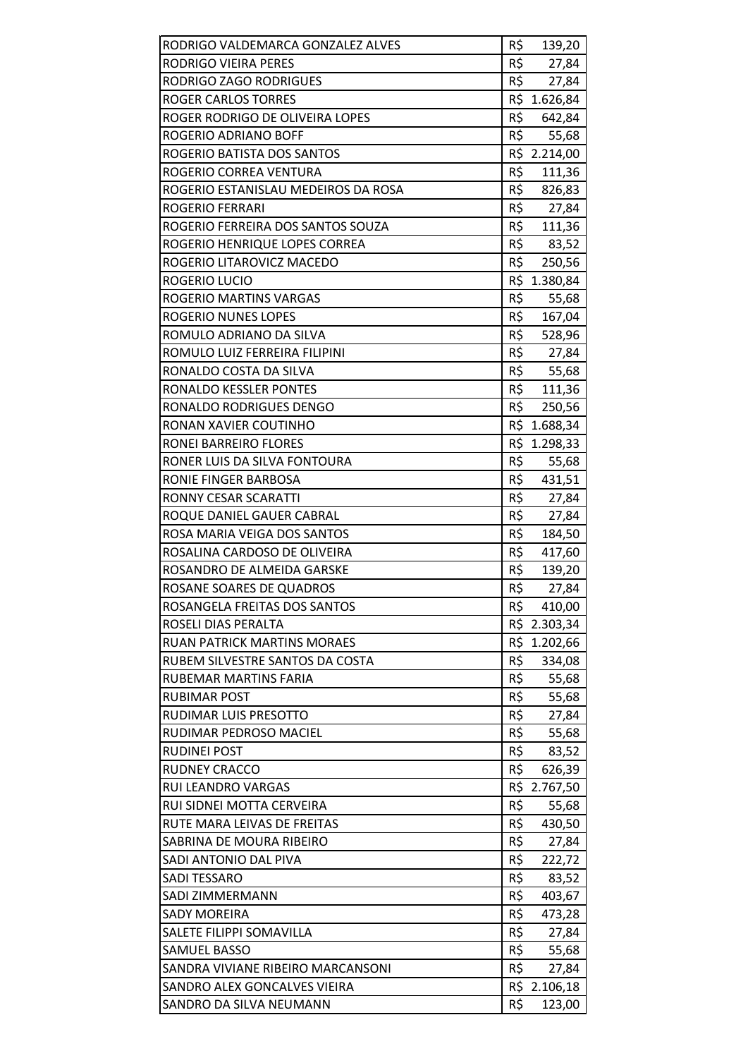| | |
|---|---|
| RODRIGO VALDEMARCA GONZALEZ ALVES | R$ 139,20 |
| RODRIGO VIEIRA PERES | R$ 27,84 |
| RODRIGO ZAGO RODRIGUES | R$ 27,84 |
| ROGER CARLOS TORRES | R$ 1.626,84 |
| ROGER RODRIGO DE OLIVEIRA LOPES | R$ 642,84 |
| ROGERIO ADRIANO BOFF | R$ 55,68 |
| ROGERIO BATISTA DOS SANTOS | R$ 2.214,00 |
| ROGERIO CORREA VENTURA | R$ 111,36 |
| ROGERIO ESTANISLAU MEDEIROS DA ROSA | R$ 826,83 |
| ROGERIO FERRARI | R$ 27,84 |
| ROGERIO FERREIRA DOS SANTOS SOUZA | R$ 111,36 |
| ROGERIO HENRIQUE LOPES CORREA | R$ 83,52 |
| ROGERIO LITAROVICZ MACEDO | R$ 250,56 |
| ROGERIO LUCIO | R$ 1.380,84 |
| ROGERIO MARTINS VARGAS | R$ 55,68 |
| ROGERIO NUNES LOPES | R$ 167,04 |
| ROMULO ADRIANO DA SILVA | R$ 528,96 |
| ROMULO LUIZ FERREIRA FILIPINI | R$ 27,84 |
| RONALDO COSTA DA SILVA | R$ 55,68 |
| RONALDO KESSLER PONTES | R$ 111,36 |
| RONALDO RODRIGUES DENGO | R$ 250,56 |
| RONAN XAVIER COUTINHO | R$ 1.688,34 |
| RONEI BARREIRO FLORES | R$ 1.298,33 |
| RONER LUIS DA SILVA FONTOURA | R$ 55,68 |
| RONIE FINGER BARBOSA | R$ 431,51 |
| RONNY CESAR SCARATTI | R$ 27,84 |
| ROQUE DANIEL GAUER CABRAL | R$ 27,84 |
| ROSA MARIA VEIGA DOS SANTOS | R$ 184,50 |
| ROSALINA CARDOSO DE OLIVEIRA | R$ 417,60 |
| ROSANDRO DE ALMEIDA GARSKE | R$ 139,20 |
| ROSANE SOARES DE QUADROS | R$ 27,84 |
| ROSANGELA FREITAS DOS SANTOS | R$ 410,00 |
| ROSELI DIAS PERALTA | R$ 2.303,34 |
| RUAN PATRICK MARTINS MORAES | R$ 1.202,66 |
| RUBEM SILVESTRE SANTOS DA COSTA | R$ 334,08 |
| RUBEMAR MARTINS FARIA | R$ 55,68 |
| RUBIMAR POST | R$ 55,68 |
| RUDIMAR LUIS PRESOTTO | R$ 27,84 |
| RUDIMAR PEDROSO MACIEL | R$ 55,68 |
| RUDINEI POST | R$ 83,52 |
| RUDNEY CRACCO | R$ 626,39 |
| RUI LEANDRO VARGAS | R$ 2.767,50 |
| RUI SIDNEI MOTTA CERVEIRA | R$ 55,68 |
| RUTE MARA LEIVAS DE FREITAS | R$ 430,50 |
| SABRINA DE MOURA RIBEIRO | R$ 27,84 |
| SADI ANTONIO DAL PIVA | R$ 222,72 |
| SADI TESSARO | R$ 83,52 |
| SADI ZIMMERMANN | R$ 403,67 |
| SADY MOREIRA | R$ 473,28 |
| SALETE FILIPPI SOMAVILLA | R$ 27,84 |
| SAMUEL BASSO | R$ 55,68 |
| SANDRA VIVIANE RIBEIRO MARCANSONI | R$ 27,84 |
| SANDRO ALEX GONCALVES VIEIRA | R$ 2.106,18 |
| SANDRO DA SILVA NEUMANN | R$ 123,00 |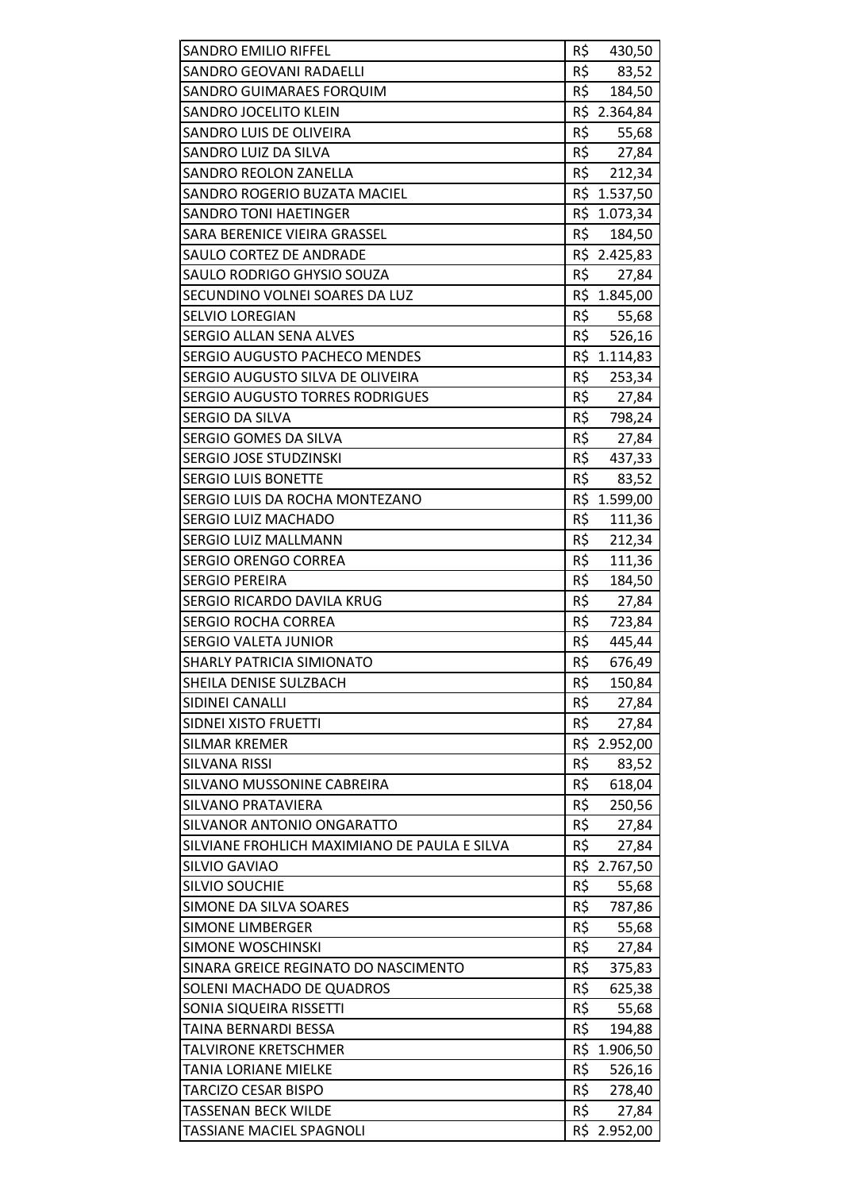| | |
|---|---|
| SANDRO EMILIO RIFFEL | R$ 430,50 |
| SANDRO GEOVANI RADAELLI | R$ 83,52 |
| SANDRO GUIMARAES FORQUIM | R$ 184,50 |
| SANDRO JOCELITO KLEIN | R$ 2.364,84 |
| SANDRO LUIS DE OLIVEIRA | R$ 55,68 |
| SANDRO LUIZ DA SILVA | R$ 27,84 |
| SANDRO REOLON ZANELLA | R$ 212,34 |
| SANDRO ROGERIO BUZATA MACIEL | R$ 1.537,50 |
| SANDRO TONI HAETINGER | R$ 1.073,34 |
| SARA BERENICE VIEIRA GRASSEL | R$ 184,50 |
| SAULO CORTEZ DE ANDRADE | R$ 2.425,83 |
| SAULO RODRIGO GHYSIO SOUZA | R$ 27,84 |
| SECUNDINO VOLNEI SOARES DA LUZ | R$ 1.845,00 |
| SELVIO LOREGIAN | R$ 55,68 |
| SERGIO ALLAN SENA ALVES | R$ 526,16 |
| SERGIO AUGUSTO PACHECO MENDES | R$ 1.114,83 |
| SERGIO AUGUSTO SILVA DE OLIVEIRA | R$ 253,34 |
| SERGIO AUGUSTO TORRES RODRIGUES | R$ 27,84 |
| SERGIO DA SILVA | R$ 798,24 |
| SERGIO GOMES DA SILVA | R$ 27,84 |
| SERGIO JOSE STUDZINSKI | R$ 437,33 |
| SERGIO LUIS BONETTE | R$ 83,52 |
| SERGIO LUIS DA ROCHA MONTEZANO | R$ 1.599,00 |
| SERGIO LUIZ MACHADO | R$ 111,36 |
| SERGIO LUIZ MALLMANN | R$ 212,34 |
| SERGIO ORENGO CORREA | R$ 111,36 |
| SERGIO PEREIRA | R$ 184,50 |
| SERGIO RICARDO DAVILA KRUG | R$ 27,84 |
| SERGIO ROCHA CORREA | R$ 723,84 |
| SERGIO VALETA JUNIOR | R$ 445,44 |
| SHARLY PATRICIA SIMIONATO | R$ 676,49 |
| SHEILA DENISE SULZBACH | R$ 150,84 |
| SIDINEI CANALLI | R$ 27,84 |
| SIDNEI XISTO FRUETTI | R$ 27,84 |
| SILMAR KREMER | R$ 2.952,00 |
| SILVANA RISSI | R$ 83,52 |
| SILVANO MUSSONINE CABREIRA | R$ 618,04 |
| SILVANO PRATAVIERA | R$ 250,56 |
| SILVANOR ANTONIO ONGARATTO | R$ 27,84 |
| SILVIANE FROHLICH MAXIMIANO DE PAULA E SILVA | R$ 27,84 |
| SILVIO GAVIAO | R$ 2.767,50 |
| SILVIO SOUCHIE | R$ 55,68 |
| SIMONE DA SILVA SOARES | R$ 787,86 |
| SIMONE LIMBERGER | R$ 55,68 |
| SIMONE WOSCHINSKI | R$ 27,84 |
| SINARA GREICE REGINATO DO NASCIMENTO | R$ 375,83 |
| SOLENI MACHADO DE QUADROS | R$ 625,38 |
| SONIA SIQUEIRA RISSETTI | R$ 55,68 |
| TAINA BERNARDI BESSA | R$ 194,88 |
| TALVIRONE KRETSCHMER | R$ 1.906,50 |
| TANIA LORIANE MIELKE | R$ 526,16 |
| TARCIZO CESAR BISPO | R$ 278,40 |
| TASSENAN BECK WILDE | R$ 27,84 |
| TASSIANE MACIEL SPAGNOLI | R$ 2.952,00 |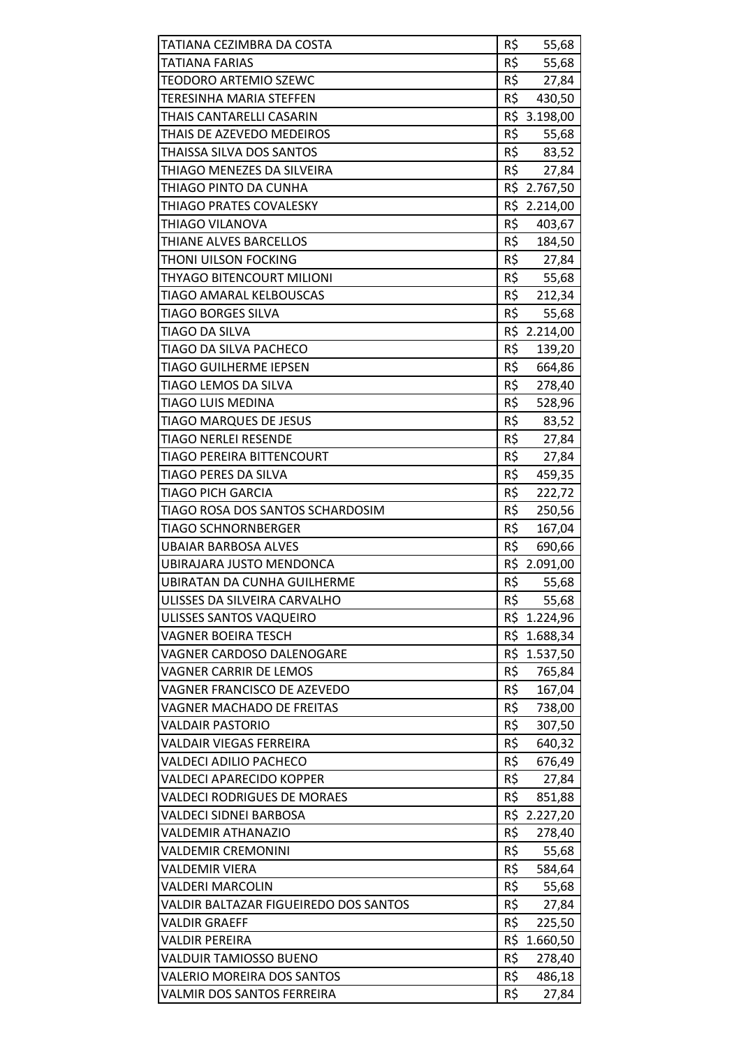| | |
|---|---|
| TATIANA CEZIMBRA DA COSTA | R$ 55,68 |
| TATIANA FARIAS | R$ 55,68 |
| TEODORO ARTEMIO SZEWC | R$ 27,84 |
| TERESINHA MARIA STEFFEN | R$ 430,50 |
| THAIS CANTARELLI CASARIN | R$ 3.198,00 |
| THAIS DE AZEVEDO MEDEIROS | R$ 55,68 |
| THAISSA SILVA DOS SANTOS | R$ 83,52 |
| THIAGO MENEZES DA SILVEIRA | R$ 27,84 |
| THIAGO PINTO DA CUNHA | R$ 2.767,50 |
| THIAGO PRATES COVALESKY | R$ 2.214,00 |
| THIAGO VILANOVA | R$ 403,67 |
| THIANE ALVES BARCELLOS | R$ 184,50 |
| THONI UILSON FOCKING | R$ 27,84 |
| THYAGO BITENCOURT MILIONI | R$ 55,68 |
| TIAGO AMARAL KELBOUSCAS | R$ 212,34 |
| TIAGO BORGES SILVA | R$ 55,68 |
| TIAGO DA SILVA | R$ 2.214,00 |
| TIAGO DA SILVA PACHECO | R$ 139,20 |
| TIAGO GUILHERME IEPSEN | R$ 664,86 |
| TIAGO LEMOS DA SILVA | R$ 278,40 |
| TIAGO LUIS MEDINA | R$ 528,96 |
| TIAGO MARQUES DE JESUS | R$ 83,52 |
| TIAGO NERLEI RESENDE | R$ 27,84 |
| TIAGO PEREIRA BITTENCOURT | R$ 27,84 |
| TIAGO PERES DA SILVA | R$ 459,35 |
| TIAGO PICH GARCIA | R$ 222,72 |
| TIAGO ROSA DOS SANTOS SCHARDOSIM | R$ 250,56 |
| TIAGO SCHNORNBERGER | R$ 167,04 |
| UBAIAR BARBOSA ALVES | R$ 690,66 |
| UBIRAJARA JUSTO MENDONCA | R$ 2.091,00 |
| UBIRATAN DA CUNHA GUILHERME | R$ 55,68 |
| ULISSES DA SILVEIRA CARVALHO | R$ 55,68 |
| ULISSES SANTOS VAQUEIRO | R$ 1.224,96 |
| VAGNER BOEIRA TESCH | R$ 1.688,34 |
| VAGNER CARDOSO DALENOGARE | R$ 1.537,50 |
| VAGNER CARRIR DE LEMOS | R$ 765,84 |
| VAGNER FRANCISCO DE AZEVEDO | R$ 167,04 |
| VAGNER MACHADO DE FREITAS | R$ 738,00 |
| VALDAIR PASTORIO | R$ 307,50 |
| VALDAIR VIEGAS FERREIRA | R$ 640,32 |
| VALDECI ADILIO PACHECO | R$ 676,49 |
| VALDECI APARECIDO KOPPER | R$ 27,84 |
| VALDECI RODRIGUES DE MORAES | R$ 851,88 |
| VALDECI SIDNEI BARBOSA | R$ 2.227,20 |
| VALDEMIR ATHANAZIO | R$ 278,40 |
| VALDEMIR CREMONINI | R$ 55,68 |
| VALDEMIR VIERA | R$ 584,64 |
| VALDERI MARCOLIN | R$ 55,68 |
| VALDIR BALTAZAR FIGUEIREDO DOS SANTOS | R$ 27,84 |
| VALDIR GRAEFF | R$ 225,50 |
| VALDIR PEREIRA | R$ 1.660,50 |
| VALDUIR TAMIOSSO BUENO | R$ 278,40 |
| VALERIO MOREIRA DOS SANTOS | R$ 486,18 |
| VALMIR DOS SANTOS FERREIRA | R$ 27,84 |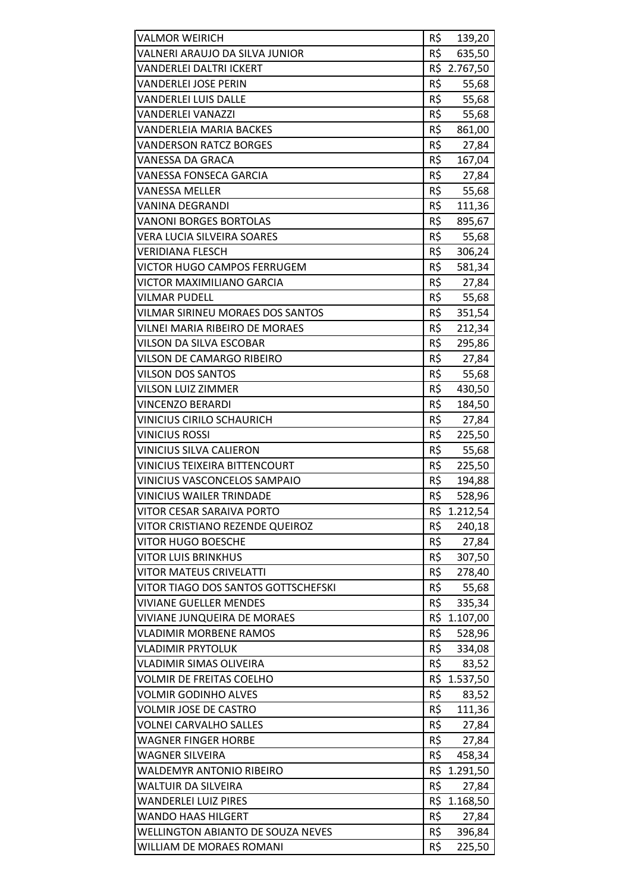| | |
|---|---|
| VALMOR WEIRICH | R$ 139,20 |
| VALNERI ARAUJO DA SILVA JUNIOR | R$ 635,50 |
| VANDERLEI DALTRI ICKERT | R$ 2.767,50 |
| VANDERLEI JOSE PERIN | R$ 55,68 |
| VANDERLEI LUIS DALLE | R$ 55,68 |
| VANDERLEI VANAZZI | R$ 55,68 |
| VANDERLEIA MARIA BACKES | R$ 861,00 |
| VANDERSON RATCZ BORGES | R$ 27,84 |
| VANESSA DA GRACA | R$ 167,04 |
| VANESSA FONSECA GARCIA | R$ 27,84 |
| VANESSA MELLER | R$ 55,68 |
| VANINA DEGRANDI | R$ 111,36 |
| VANONI BORGES BORTOLAS | R$ 895,67 |
| VERA LUCIA SILVEIRA SOARES | R$ 55,68 |
| VERIDIANA FLESCH | R$ 306,24 |
| VICTOR HUGO CAMPOS FERRUGEM | R$ 581,34 |
| VICTOR MAXIMILIANO GARCIA | R$ 27,84 |
| VILMAR PUDELL | R$ 55,68 |
| VILMAR SIRINEU MORAES DOS SANTOS | R$ 351,54 |
| VILNEI MARIA RIBEIRO DE MORAES | R$ 212,34 |
| VILSON DA SILVA ESCOBAR | R$ 295,86 |
| VILSON DE CAMARGO RIBEIRO | R$ 27,84 |
| VILSON DOS SANTOS | R$ 55,68 |
| VILSON LUIZ ZIMMER | R$ 430,50 |
| VINCENZO BERARDI | R$ 184,50 |
| VINICIUS CIRILO SCHAURICH | R$ 27,84 |
| VINICIUS ROSSI | R$ 225,50 |
| VINICIUS SILVA CALIERON | R$ 55,68 |
| VINICIUS TEIXEIRA BITTENCOURT | R$ 225,50 |
| VINICIUS VASCONCELOS SAMPAIO | R$ 194,88 |
| VINICIUS WAILER TRINDADE | R$ 528,96 |
| VITOR CESAR SARAIVA PORTO | R$ 1.212,54 |
| VITOR CRISTIANO REZENDE QUEIROZ | R$ 240,18 |
| VITOR HUGO BOESCHE | R$ 27,84 |
| VITOR LUIS BRINKHUS | R$ 307,50 |
| VITOR MATEUS CRIVELATTI | R$ 278,40 |
| VITOR TIAGO DOS SANTOS GOTTSCHEFSKI | R$ 55,68 |
| VIVIANE GUELLER MENDES | R$ 335,34 |
| VIVIANE JUNQUEIRA DE MORAES | R$ 1.107,00 |
| VLADIMIR MORBENE RAMOS | R$ 528,96 |
| VLADIMIR PRYTOLUK | R$ 334,08 |
| VLADIMIR SIMAS OLIVEIRA | R$ 83,52 |
| VOLMIR DE FREITAS COELHO | R$ 1.537,50 |
| VOLMIR GODINHO ALVES | R$ 83,52 |
| VOLMIR JOSE DE CASTRO | R$ 111,36 |
| VOLNEI CARVALHO SALLES | R$ 27,84 |
| WAGNER FINGER HORBE | R$ 27,84 |
| WAGNER SILVEIRA | R$ 458,34 |
| WALDEMYR ANTONIO RIBEIRO | R$ 1.291,50 |
| WALTUIR DA SILVEIRA | R$ 27,84 |
| WANDERLEI LUIZ PIRES | R$ 1.168,50 |
| WANDO HAAS HILGERT | R$ 27,84 |
| WELLINGTON ABIANTO DE SOUZA NEVES | R$ 396,84 |
| WILLIAM DE MORAES ROMANI | R$ 225,50 |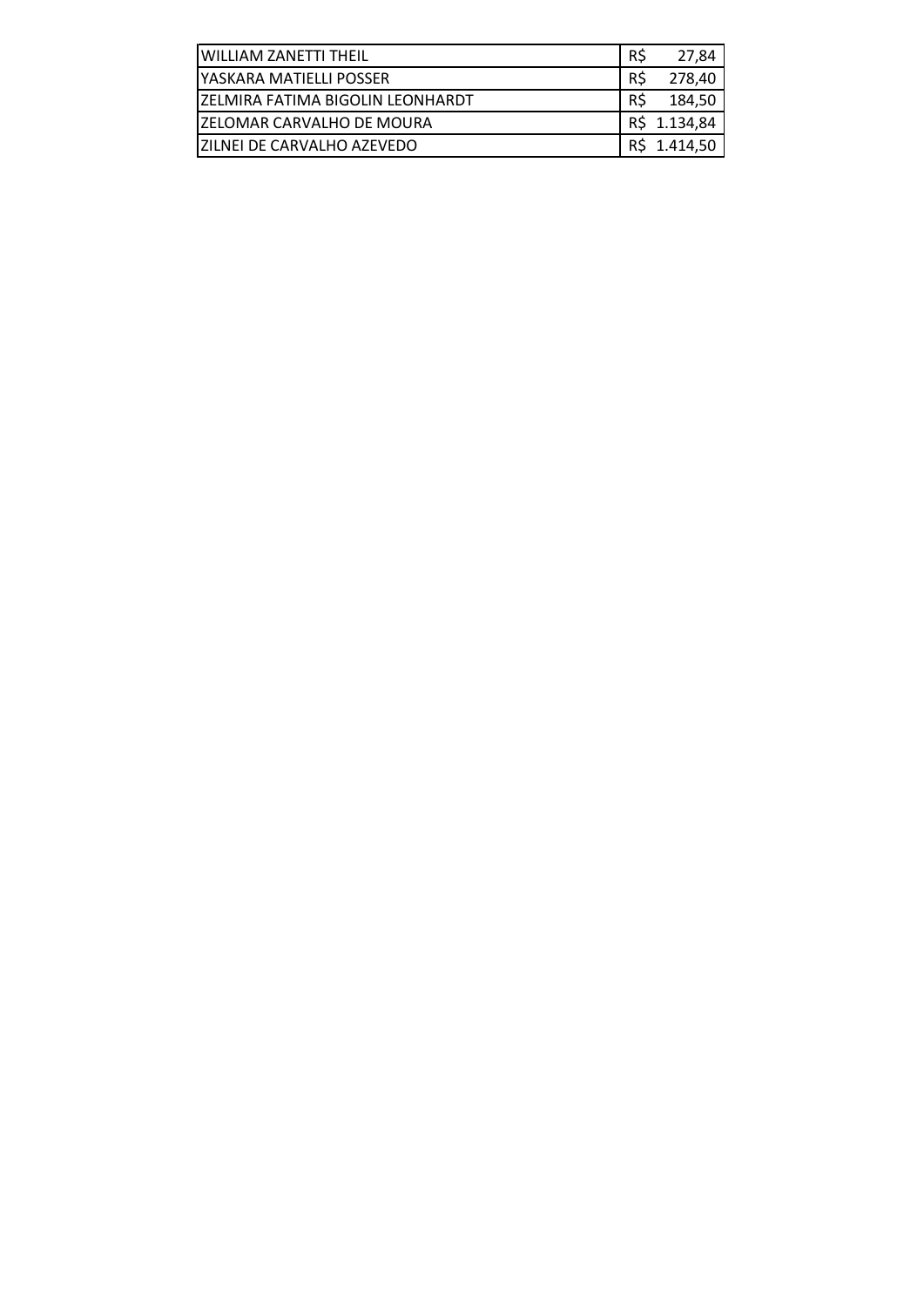| | |
|---|---|
| WILLIAM ZANETTI THEIL | R$ 27,84 |
| YASKARA MATIELLI POSSER | R$ 278,40 |
| ZELMIRA FATIMA BIGOLIN LEONHARDT | R$ 184,50 |
| ZELOMAR CARVALHO DE MOURA | R$ 1.134,84 |
| ZILNEI DE CARVALHO AZEVEDO | R$ 1.414,50 |